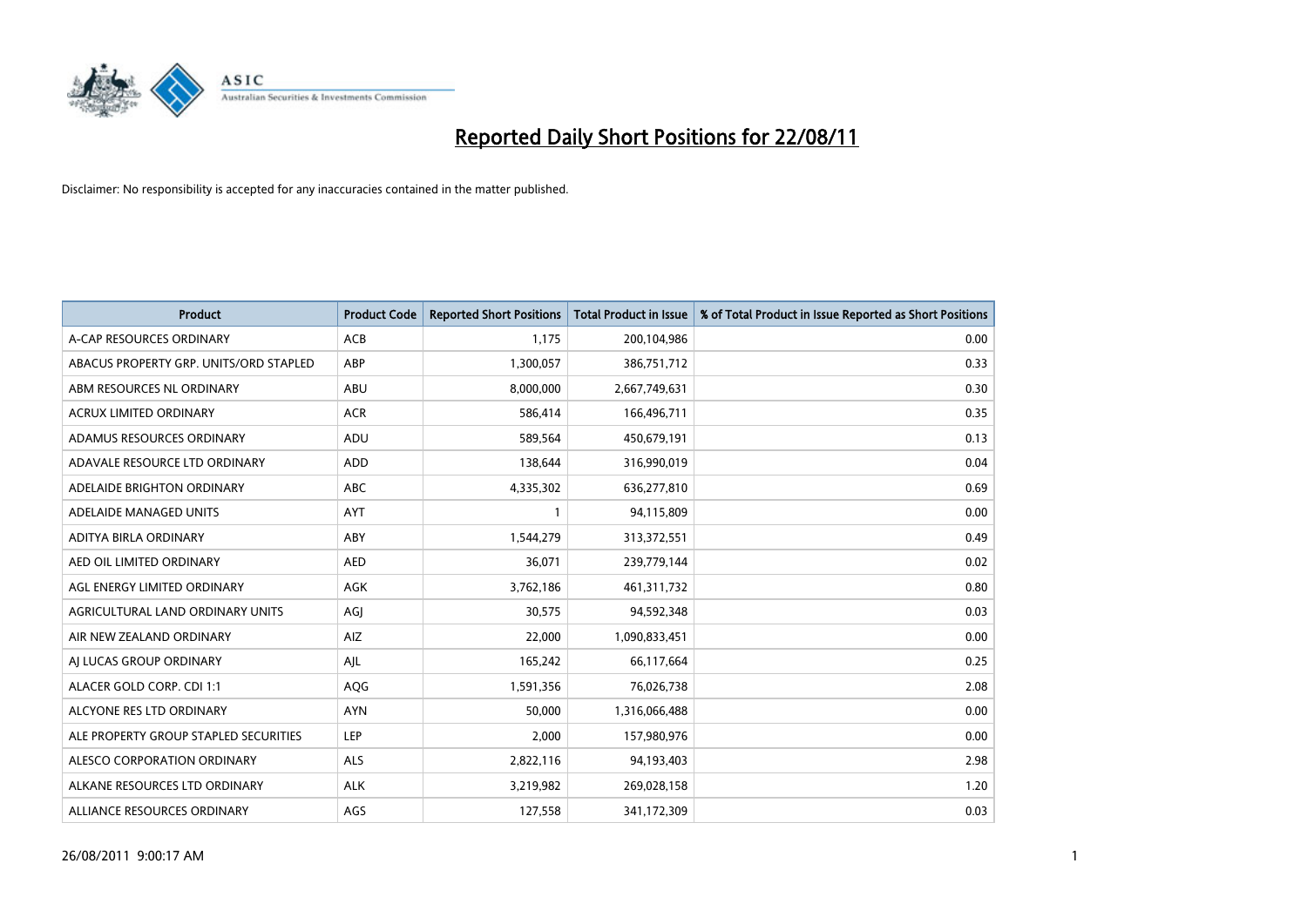# Reported Daily Short Positions for 22/08/11

Disclaimer: No responsibility is accepted for any inaccuracies contained in the matter published.

| Product | Product Code | Reported Short Positions | Total Product in Issue | % of Total Product in Issue Reported as Short Positions |
|---|---|---|---|---|
| A-CAP RESOURCES ORDINARY | ACB | 1,175 | 200,104,986 | 0.00 |
| ABACUS PROPERTY GRP. UNITS/ORD STAPLED | ABP | 1,300,057 | 386,751,712 | 0.33 |
| ABM RESOURCES NL ORDINARY | ABU | 8,000,000 | 2,667,749,631 | 0.30 |
| ACRUX LIMITED ORDINARY | ACR | 586,414 | 166,496,711 | 0.35 |
| ADAMUS RESOURCES ORDINARY | ADU | 589,564 | 450,679,191 | 0.13 |
| ADAVALE RESOURCE LTD ORDINARY | ADD | 138,644 | 316,990,019 | 0.04 |
| ADELAIDE BRIGHTON ORDINARY | ABC | 4,335,302 | 636,277,810 | 0.69 |
| ADELAIDE MANAGED UNITS | AYT | 1 | 94,115,809 | 0.00 |
| ADITYA BIRLA ORDINARY | ABY | 1,544,279 | 313,372,551 | 0.49 |
| AED OIL LIMITED ORDINARY | AED | 36,071 | 239,779,144 | 0.02 |
| AGL ENERGY LIMITED ORDINARY | AGK | 3,762,186 | 461,311,732 | 0.80 |
| AGRICULTURAL LAND ORDINARY UNITS | AGJ | 30,575 | 94,592,348 | 0.03 |
| AIR NEW ZEALAND ORDINARY | AIZ | 22,000 | 1,090,833,451 | 0.00 |
| AJ LUCAS GROUP ORDINARY | AJL | 165,242 | 66,117,664 | 0.25 |
| ALACER GOLD CORP. CDI 1:1 | AQG | 1,591,356 | 76,026,738 | 2.08 |
| ALCYONE RES LTD ORDINARY | AYN | 50,000 | 1,316,066,488 | 0.00 |
| ALE PROPERTY GROUP STAPLED SECURITIES | LEP | 2,000 | 157,980,976 | 0.00 |
| ALESCO CORPORATION ORDINARY | ALS | 2,822,116 | 94,193,403 | 2.98 |
| ALKANE RESOURCES LTD ORDINARY | ALK | 3,219,982 | 269,028,158 | 1.20 |
| ALLIANCE RESOURCES ORDINARY | AGS | 127,558 | 341,172,309 | 0.03 |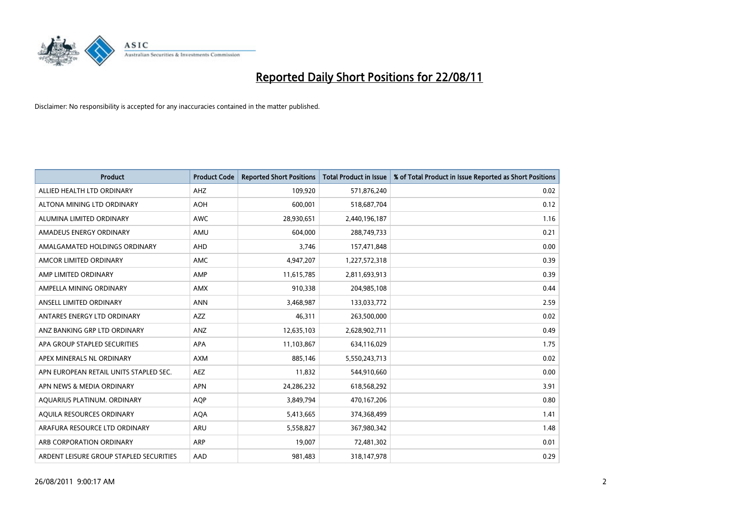# Reported Daily Short Positions for 22/08/11

Disclaimer: No responsibility is accepted for any inaccuracies contained in the matter published.

| Product | Product Code | Reported Short Positions | Total Product in Issue | % of Total Product in Issue Reported as Short Positions |
|---|---|---|---|---|
| ALLIED HEALTH LTD ORDINARY | AHZ | 109,920 | 571,876,240 | 0.02 |
| ALTONA MINING LTD ORDINARY | AOH | 600,001 | 518,687,704 | 0.12 |
| ALUMINA LIMITED ORDINARY | AWC | 28,930,651 | 2,440,196,187 | 1.16 |
| AMADEUS ENERGY ORDINARY | AMU | 604,000 | 288,749,733 | 0.21 |
| AMALGAMATED HOLDINGS ORDINARY | AHD | 3,746 | 157,471,848 | 0.00 |
| AMCOR LIMITED ORDINARY | AMC | 4,947,207 | 1,227,572,318 | 0.39 |
| AMP LIMITED ORDINARY | AMP | 11,615,785 | 2,811,693,913 | 0.39 |
| AMPELLA MINING ORDINARY | AMX | 910,338 | 204,985,108 | 0.44 |
| ANSELL LIMITED ORDINARY | ANN | 3,468,987 | 133,033,772 | 2.59 |
| ANTARES ENERGY LTD ORDINARY | AZZ | 46,311 | 263,500,000 | 0.02 |
| ANZ BANKING GRP LTD ORDINARY | ANZ | 12,635,103 | 2,628,902,711 | 0.49 |
| APA GROUP STAPLED SECURITIES | APA | 11,103,867 | 634,116,029 | 1.75 |
| APEX MINERALS NL ORDINARY | AXM | 885,146 | 5,550,243,713 | 0.02 |
| APN EUROPEAN RETAIL UNITS STAPLED SEC. | AEZ | 11,832 | 544,910,660 | 0.00 |
| APN NEWS & MEDIA ORDINARY | APN | 24,286,232 | 618,568,292 | 3.91 |
| AQUARIUS PLATINUM. ORDINARY | AQP | 3,849,794 | 470,167,206 | 0.80 |
| AQUILA RESOURCES ORDINARY | AQA | 5,413,665 | 374,368,499 | 1.41 |
| ARAFURA RESOURCE LTD ORDINARY | ARU | 5,558,827 | 367,980,342 | 1.48 |
| ARB CORPORATION ORDINARY | ARP | 19,007 | 72,481,302 | 0.01 |
| ARDENT LEISURE GROUP STAPLED SECURITIES | AAD | 981,483 | 318,147,978 | 0.29 |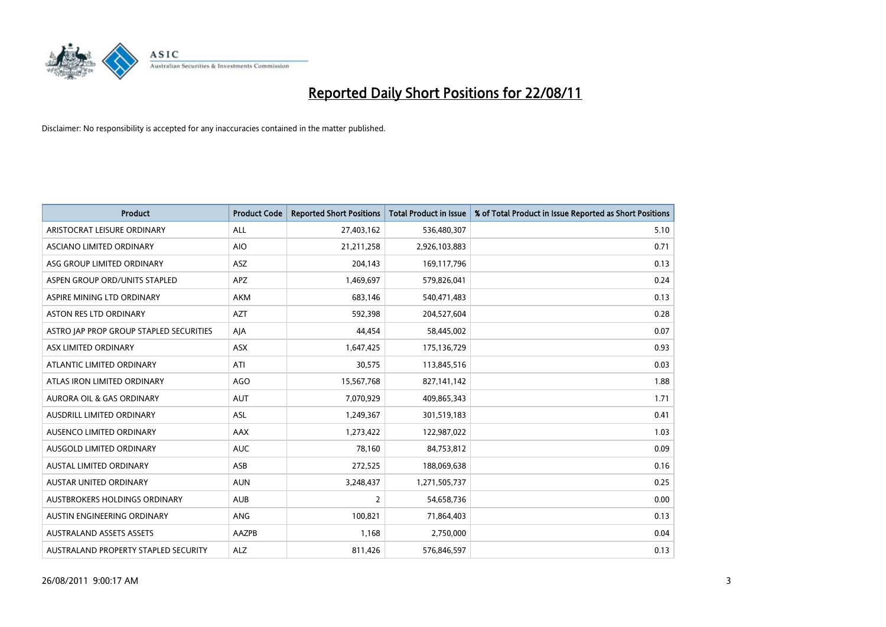# Reported Daily Short Positions for 22/08/11

Disclaimer: No responsibility is accepted for any inaccuracies contained in the matter published.

| Product | Product Code | Reported Short Positions | Total Product in Issue | % of Total Product in Issue Reported as Short Positions |
|---|---|---|---|---|
| ARISTOCRAT LEISURE ORDINARY | ALL | 27,403,162 | 536,480,307 | 5.10 |
| ASCIANO LIMITED ORDINARY | AIO | 21,211,258 | 2,926,103,883 | 0.71 |
| ASG GROUP LIMITED ORDINARY | ASZ | 204,143 | 169,117,796 | 0.13 |
| ASPEN GROUP ORD/UNITS STAPLED | APZ | 1,469,697 | 579,826,041 | 0.24 |
| ASPIRE MINING LTD ORDINARY | AKM | 683,146 | 540,471,483 | 0.13 |
| ASTON RES LTD ORDINARY | AZT | 592,398 | 204,527,604 | 0.28 |
| ASTRO JAP PROP GROUP STAPLED SECURITIES | AJA | 44,454 | 58,445,002 | 0.07 |
| ASX LIMITED ORDINARY | ASX | 1,647,425 | 175,136,729 | 0.93 |
| ATLANTIC LIMITED ORDINARY | ATI | 30,575 | 113,845,516 | 0.03 |
| ATLAS IRON LIMITED ORDINARY | AGO | 15,567,768 | 827,141,142 | 1.88 |
| AURORA OIL & GAS ORDINARY | AUT | 7,070,929 | 409,865,343 | 1.71 |
| AUSDRILL LIMITED ORDINARY | ASL | 1,249,367 | 301,519,183 | 0.41 |
| AUSENCO LIMITED ORDINARY | AAX | 1,273,422 | 122,987,022 | 1.03 |
| AUSGOLD LIMITED ORDINARY | AUC | 78,160 | 84,753,812 | 0.09 |
| AUSTAL LIMITED ORDINARY | ASB | 272,525 | 188,069,638 | 0.16 |
| AUSTAR UNITED ORDINARY | AUN | 3,248,437 | 1,271,505,737 | 0.25 |
| AUSTBROKERS HOLDINGS ORDINARY | AUB | 2 | 54,658,736 | 0.00 |
| AUSTIN ENGINEERING ORDINARY | ANG | 100,821 | 71,864,403 | 0.13 |
| AUSTRALAND ASSETS ASSETS | AAZPB | 1,168 | 2,750,000 | 0.04 |
| AUSTRALAND PROPERTY STAPLED SECURITY | ALZ | 811,426 | 576,846,597 | 0.13 |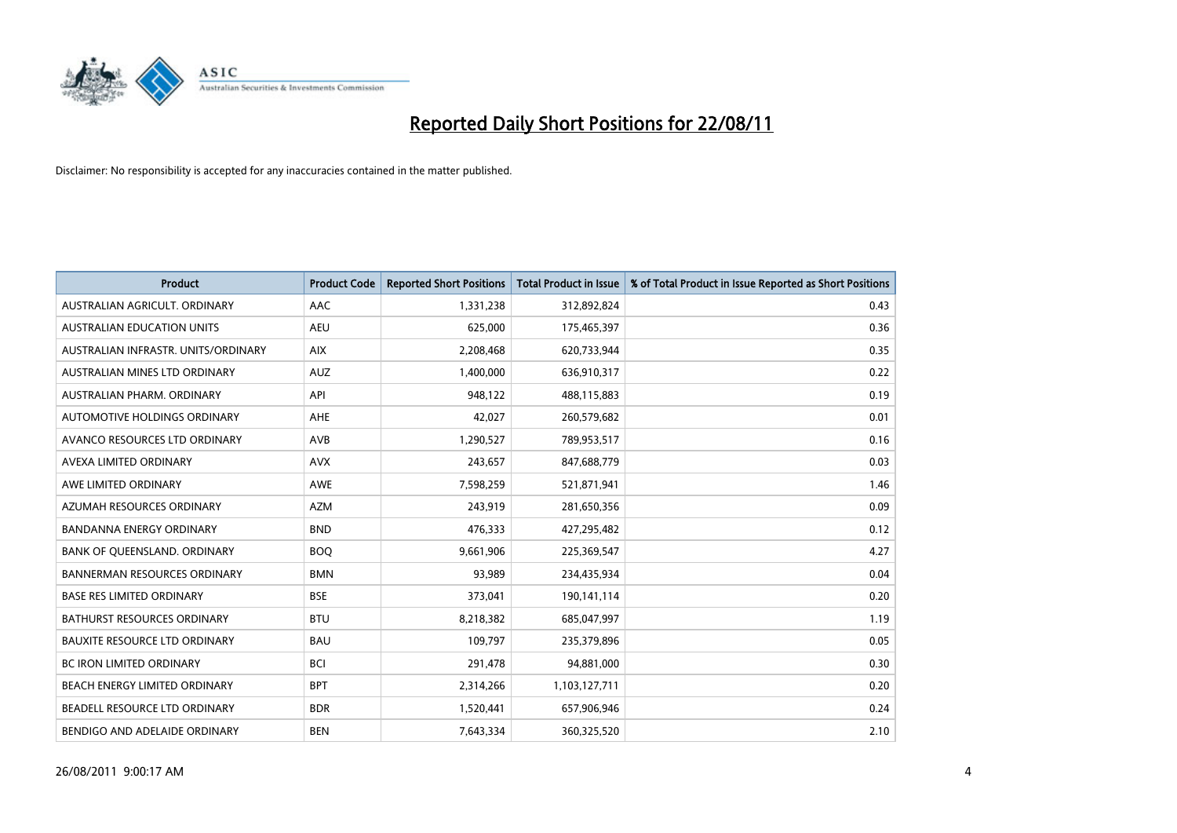# Reported Daily Short Positions for 22/08/11

Disclaimer: No responsibility is accepted for any inaccuracies contained in the matter published.

| Product | Product Code | Reported Short Positions | Total Product in Issue | % of Total Product in Issue Reported as Short Positions |
|---|---|---|---|---|
| AUSTRALIAN AGRICULT. ORDINARY | AAC | 1,331,238 | 312,892,824 | 0.43 |
| AUSTRALIAN EDUCATION UNITS | AEU | 625,000 | 175,465,397 | 0.36 |
| AUSTRALIAN INFRASTR. UNITS/ORDINARY | AIX | 2,208,468 | 620,733,944 | 0.35 |
| AUSTRALIAN MINES LTD ORDINARY | AUZ | 1,400,000 | 636,910,317 | 0.22 |
| AUSTRALIAN PHARM. ORDINARY | API | 948,122 | 488,115,883 | 0.19 |
| AUTOMOTIVE HOLDINGS ORDINARY | AHE | 42,027 | 260,579,682 | 0.01 |
| AVANCO RESOURCES LTD ORDINARY | AVB | 1,290,527 | 789,953,517 | 0.16 |
| AVEXA LIMITED ORDINARY | AVX | 243,657 | 847,688,779 | 0.03 |
| AWE LIMITED ORDINARY | AWE | 7,598,259 | 521,871,941 | 1.46 |
| AZUMAH RESOURCES ORDINARY | AZM | 243,919 | 281,650,356 | 0.09 |
| BANDANNA ENERGY ORDINARY | BND | 476,333 | 427,295,482 | 0.12 |
| BANK OF QUEENSLAND. ORDINARY | BOQ | 9,661,906 | 225,369,547 | 4.27 |
| BANNERMAN RESOURCES ORDINARY | BMN | 93,989 | 234,435,934 | 0.04 |
| BASE RES LIMITED ORDINARY | BSE | 373,041 | 190,141,114 | 0.20 |
| BATHURST RESOURCES ORDINARY | BTU | 8,218,382 | 685,047,997 | 1.19 |
| BAUXITE RESOURCE LTD ORDINARY | BAU | 109,797 | 235,379,896 | 0.05 |
| BC IRON LIMITED ORDINARY | BCI | 291,478 | 94,881,000 | 0.30 |
| BEACH ENERGY LIMITED ORDINARY | BPT | 2,314,266 | 1,103,127,711 | 0.20 |
| BEADELL RESOURCE LTD ORDINARY | BDR | 1,520,441 | 657,906,946 | 0.24 |
| BENDIGO AND ADELAIDE ORDINARY | BEN | 7,643,334 | 360,325,520 | 2.10 |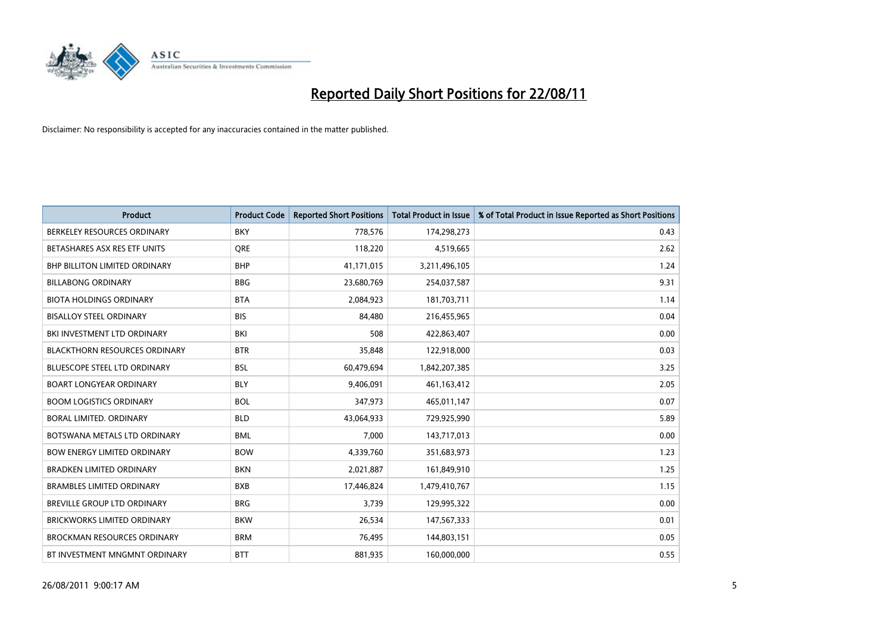# Reported Daily Short Positions for 22/08/11

Disclaimer: No responsibility is accepted for any inaccuracies contained in the matter published.

| Product | Product Code | Reported Short Positions | Total Product in Issue | % of Total Product in Issue Reported as Short Positions |
|---|---|---|---|---|
| BERKELEY RESOURCES ORDINARY | BKY | 778,576 | 174,298,273 | 0.43 |
| BETASHARES ASX RES ETF UNITS | QRE | 118,220 | 4,519,665 | 2.62 |
| BHP BILLITON LIMITED ORDINARY | BHP | 41,171,015 | 3,211,496,105 | 1.24 |
| BILLABONG ORDINARY | BBG | 23,680,769 | 254,037,587 | 9.31 |
| BIOTA HOLDINGS ORDINARY | BTA | 2,084,923 | 181,703,711 | 1.14 |
| BISALLOY STEEL ORDINARY | BIS | 84,480 | 216,455,965 | 0.04 |
| BKI INVESTMENT LTD ORDINARY | BKI | 508 | 422,863,407 | 0.00 |
| BLACKTHORN RESOURCES ORDINARY | BTR | 35,848 | 122,918,000 | 0.03 |
| BLUESCOPE STEEL LTD ORDINARY | BSL | 60,479,694 | 1,842,207,385 | 3.25 |
| BOART LONGYEAR ORDINARY | BLY | 9,406,091 | 461,163,412 | 2.05 |
| BOOM LOGISTICS ORDINARY | BOL | 347,973 | 465,011,147 | 0.07 |
| BORAL LIMITED. ORDINARY | BLD | 43,064,933 | 729,925,990 | 5.89 |
| BOTSWANA METALS LTD ORDINARY | BML | 7,000 | 143,717,013 | 0.00 |
| BOW ENERGY LIMITED ORDINARY | BOW | 4,339,760 | 351,683,973 | 1.23 |
| BRADKEN LIMITED ORDINARY | BKN | 2,021,887 | 161,849,910 | 1.25 |
| BRAMBLES LIMITED ORDINARY | BXB | 17,446,824 | 1,479,410,767 | 1.15 |
| BREVILLE GROUP LTD ORDINARY | BRG | 3,739 | 129,995,322 | 0.00 |
| BRICKWORKS LIMITED ORDINARY | BKW | 26,534 | 147,567,333 | 0.01 |
| BROCKMAN RESOURCES ORDINARY | BRM | 76,495 | 144,803,151 | 0.05 |
| BT INVESTMENT MNGMNT ORDINARY | BTT | 881,935 | 160,000,000 | 0.55 |

26/08/2011 9:00:17 AM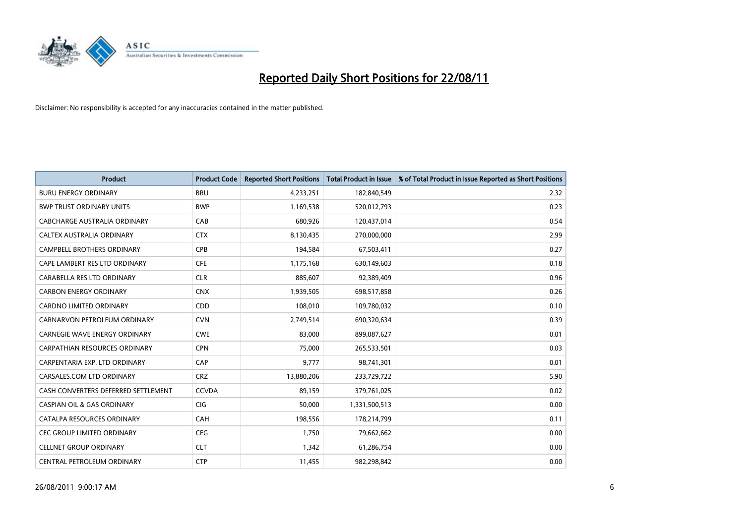# Reported Daily Short Positions for 22/08/11

Disclaimer: No responsibility is accepted for any inaccuracies contained in the matter published.

| Product | Product Code | Reported Short Positions | Total Product in Issue | % of Total Product in Issue Reported as Short Positions |
|---|---|---|---|---|
| BURU ENERGY ORDINARY | BRU | 4,233,251 | 182,840,549 | 2.32 |
| BWP TRUST ORDINARY UNITS | BWP | 1,169,538 | 520,012,793 | 0.23 |
| CABCHARGE AUSTRALIA ORDINARY | CAB | 680,926 | 120,437,014 | 0.54 |
| CALTEX AUSTRALIA ORDINARY | CTX | 8,130,435 | 270,000,000 | 2.99 |
| CAMPBELL BROTHERS ORDINARY | CPB | 194,584 | 67,503,411 | 0.27 |
| CAPE LAMBERT RES LTD ORDINARY | CFE | 1,175,168 | 630,149,603 | 0.18 |
| CARABELLA RES LTD ORDINARY | CLR | 885,607 | 92,389,409 | 0.96 |
| CARBON ENERGY ORDINARY | CNX | 1,939,505 | 698,517,858 | 0.26 |
| CARDNO LIMITED ORDINARY | CDD | 108,010 | 109,780,032 | 0.10 |
| CARNARVON PETROLEUM ORDINARY | CVN | 2,749,514 | 690,320,634 | 0.39 |
| CARNEGIE WAVE ENERGY ORDINARY | CWE | 83,000 | 899,087,627 | 0.01 |
| CARPATHIAN RESOURCES ORDINARY | CPN | 75,000 | 265,533,501 | 0.03 |
| CARPENTARIA EXP. LTD ORDINARY | CAP | 9,777 | 98,741,301 | 0.01 |
| CARSALES.COM LTD ORDINARY | CRZ | 13,880,206 | 233,729,722 | 5.90 |
| CASH CONVERTERS DEFERRED SETTLEMENT | CCVDA | 89,159 | 379,761,025 | 0.02 |
| CASPIAN OIL & GAS ORDINARY | CIG | 50,000 | 1,331,500,513 | 0.00 |
| CATALPA RESOURCES ORDINARY | CAH | 198,556 | 178,214,799 | 0.11 |
| CEC GROUP LIMITED ORDINARY | CEG | 1,750 | 79,662,662 | 0.00 |
| CELLNET GROUP ORDINARY | CLT | 1,342 | 61,286,754 | 0.00 |
| CENTRAL PETROLEUM ORDINARY | CTP | 11,455 | 982,298,842 | 0.00 |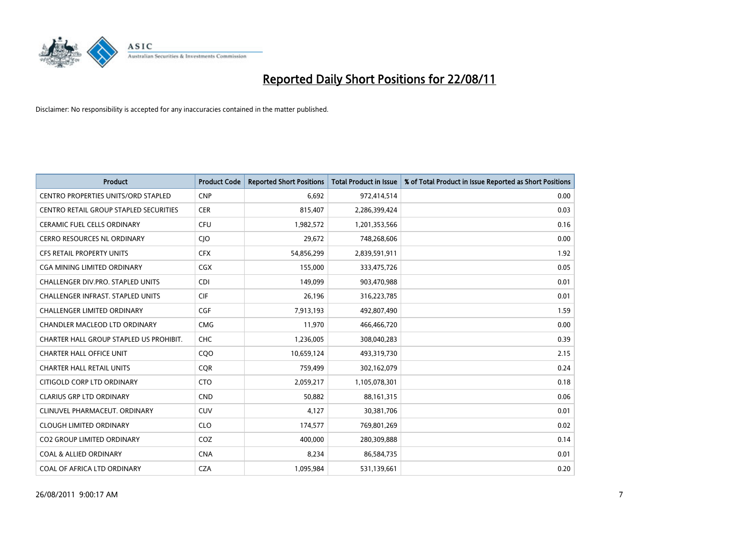# Reported Daily Short Positions for 22/08/11

Disclaimer: No responsibility is accepted for any inaccuracies contained in the matter published.

| Product | Product Code | Reported Short Positions | Total Product in Issue | % of Total Product in Issue Reported as Short Positions |
|---|---|---|---|---|
| CENTRO PROPERTIES UNITS/ORD STAPLED | CNP | 6,692 | 972,414,514 | 0.00 |
| CENTRO RETAIL GROUP STAPLED SECURITIES | CER | 815,407 | 2,286,399,424 | 0.03 |
| CERAMIC FUEL CELLS ORDINARY | CFU | 1,982,572 | 1,201,353,566 | 0.16 |
| CERRO RESOURCES NL ORDINARY | CJO | 29,672 | 748,268,606 | 0.00 |
| CFS RETAIL PROPERTY UNITS | CFX | 54,856,299 | 2,839,591,911 | 1.92 |
| CGA MINING LIMITED ORDINARY | CGX | 155,000 | 333,475,726 | 0.05 |
| CHALLENGER DIV.PRO. STAPLED UNITS | CDI | 149,099 | 903,470,988 | 0.01 |
| CHALLENGER INFRAST. STAPLED UNITS | CIF | 26,196 | 316,223,785 | 0.01 |
| CHALLENGER LIMITED ORDINARY | CGF | 7,913,193 | 492,807,490 | 1.59 |
| CHANDLER MACLEOD LTD ORDINARY | CMG | 11,970 | 466,466,720 | 0.00 |
| CHARTER HALL GROUP STAPLED US PROHIBIT. | CHC | 1,236,005 | 308,040,283 | 0.39 |
| CHARTER HALL OFFICE UNIT | CQO | 10,659,124 | 493,319,730 | 2.15 |
| CHARTER HALL RETAIL UNITS | CQR | 759,499 | 302,162,079 | 0.24 |
| CITIGOLD CORP LTD ORDINARY | CTO | 2,059,217 | 1,105,078,301 | 0.18 |
| CLARIUS GRP LTD ORDINARY | CND | 50,882 | 88,161,315 | 0.06 |
| CLINUVEL PHARMACEUT. ORDINARY | CUV | 4,127 | 30,381,706 | 0.01 |
| CLOUGH LIMITED ORDINARY | CLO | 174,577 | 769,801,269 | 0.02 |
| CO2 GROUP LIMITED ORDINARY | COZ | 400,000 | 280,309,888 | 0.14 |
| COAL & ALLIED ORDINARY | CNA | 8,234 | 86,584,735 | 0.01 |
| COAL OF AFRICA LTD ORDINARY | CZA | 1,095,984 | 531,139,661 | 0.20 |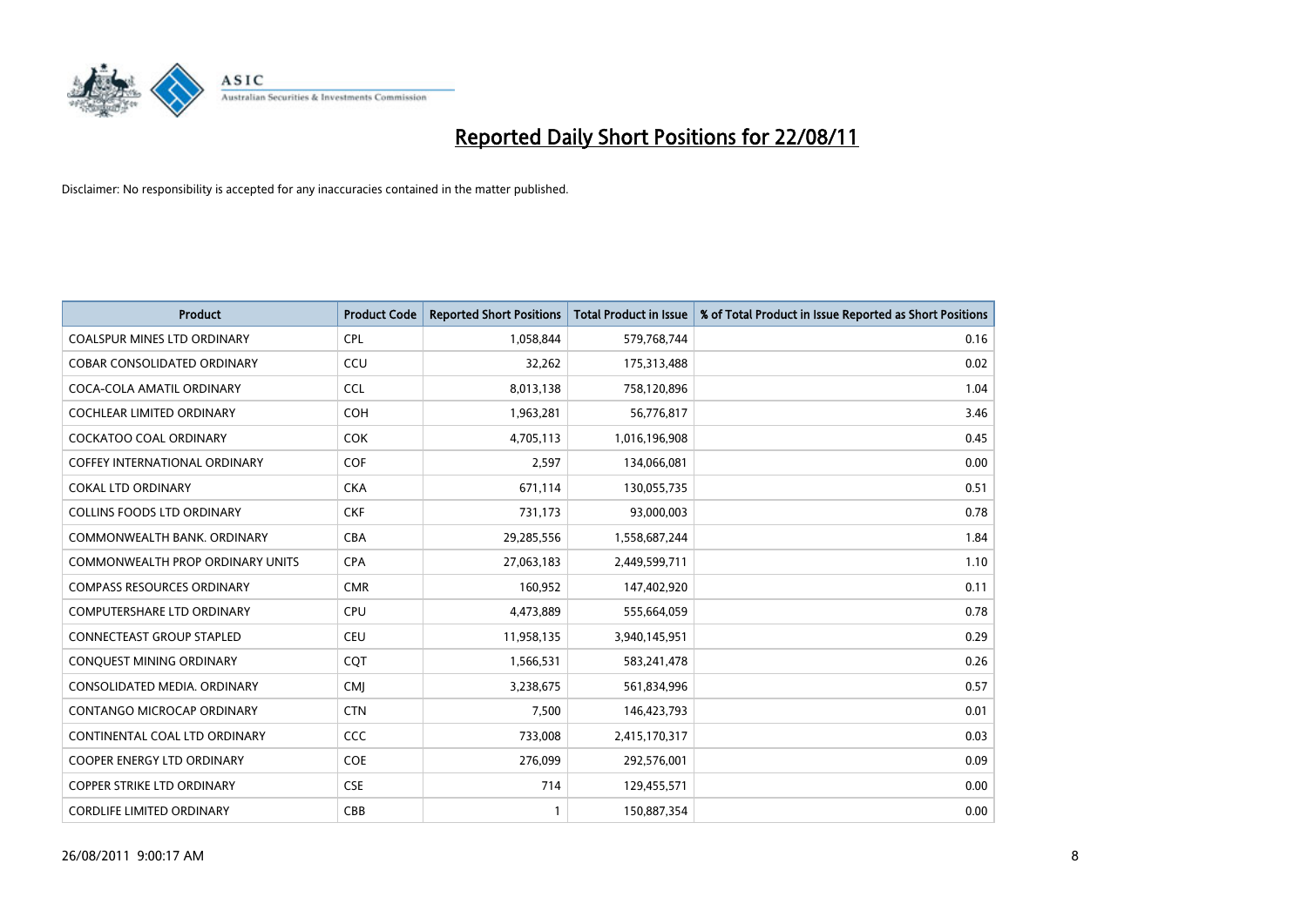# Reported Daily Short Positions for 22/08/11

Disclaimer: No responsibility is accepted for any inaccuracies contained in the matter published.

| Product | Product Code | Reported Short Positions | Total Product in Issue | % of Total Product in Issue Reported as Short Positions |
|---|---|---|---|---|
| COALSPUR MINES LTD ORDINARY | CPL | 1,058,844 | 579,768,744 | 0.16 |
| COBAR CONSOLIDATED ORDINARY | CCU | 32,262 | 175,313,488 | 0.02 |
| COCA-COLA AMATIL ORDINARY | CCL | 8,013,138 | 758,120,896 | 1.04 |
| COCHLEAR LIMITED ORDINARY | COH | 1,963,281 | 56,776,817 | 3.46 |
| COCKATOO COAL ORDINARY | COK | 4,705,113 | 1,016,196,908 | 0.45 |
| COFFEY INTERNATIONAL ORDINARY | COF | 2,597 | 134,066,081 | 0.00 |
| COKAL LTD ORDINARY | CKA | 671,114 | 130,055,735 | 0.51 |
| COLLINS FOODS LTD ORDINARY | CKF | 731,173 | 93,000,003 | 0.78 |
| COMMONWEALTH BANK. ORDINARY | CBA | 29,285,556 | 1,558,687,244 | 1.84 |
| COMMONWEALTH PROP ORDINARY UNITS | CPA | 27,063,183 | 2,449,599,711 | 1.10 |
| COMPASS RESOURCES ORDINARY | CMR | 160,952 | 147,402,920 | 0.11 |
| COMPUTERSHARE LTD ORDINARY | CPU | 4,473,889 | 555,664,059 | 0.78 |
| CONNECTEAST GROUP STAPLED | CEU | 11,958,135 | 3,940,145,951 | 0.29 |
| CONQUEST MINING ORDINARY | CQT | 1,566,531 | 583,241,478 | 0.26 |
| CONSOLIDATED MEDIA. ORDINARY | CMJ | 3,238,675 | 561,834,996 | 0.57 |
| CONTANGO MICROCAP ORDINARY | CTN | 7,500 | 146,423,793 | 0.01 |
| CONTINENTAL COAL LTD ORDINARY | CCC | 733,008 | 2,415,170,317 | 0.03 |
| COOPER ENERGY LTD ORDINARY | COE | 276,099 | 292,576,001 | 0.09 |
| COPPER STRIKE LTD ORDINARY | CSE | 714 | 129,455,571 | 0.00 |
| CORDLIFE LIMITED ORDINARY | CBB | 1 | 150,887,354 | 0.00 |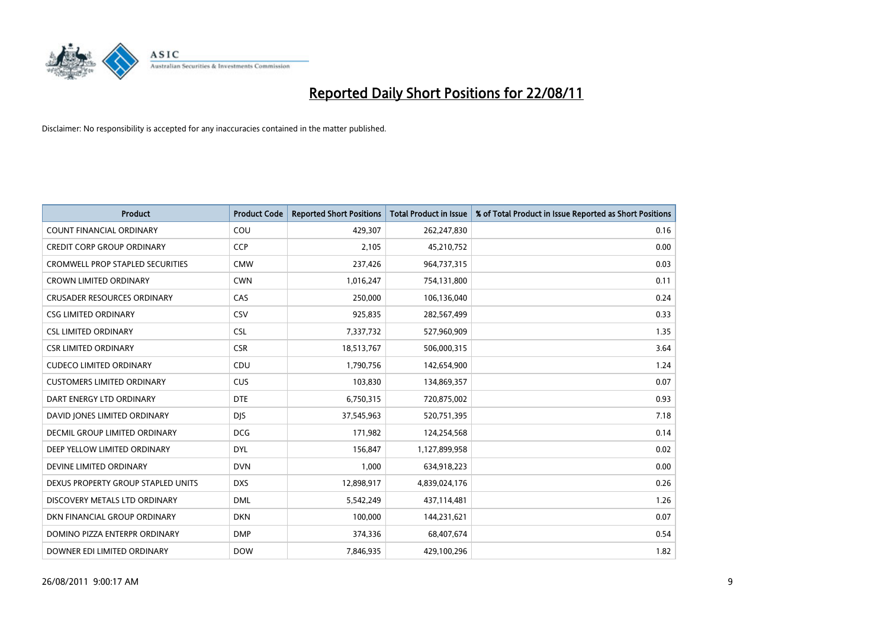# Reported Daily Short Positions for 22/08/11

Disclaimer: No responsibility is accepted for any inaccuracies contained in the matter published.

| Product | Product Code | Reported Short Positions | Total Product in Issue | % of Total Product in Issue Reported as Short Positions |
|---|---|---|---|---|
| COUNT FINANCIAL ORDINARY | COU | 429,307 | 262,247,830 | 0.16 |
| CREDIT CORP GROUP ORDINARY | CCP | 2,105 | 45,210,752 | 0.00 |
| CROMWELL PROP STAPLED SECURITIES | CMW | 237,426 | 964,737,315 | 0.03 |
| CROWN LIMITED ORDINARY | CWN | 1,016,247 | 754,131,800 | 0.11 |
| CRUSADER RESOURCES ORDINARY | CAS | 250,000 | 106,136,040 | 0.24 |
| CSG LIMITED ORDINARY | CSV | 925,835 | 282,567,499 | 0.33 |
| CSL LIMITED ORDINARY | CSL | 7,337,732 | 527,960,909 | 1.35 |
| CSR LIMITED ORDINARY | CSR | 18,513,767 | 506,000,315 | 3.64 |
| CUDECO LIMITED ORDINARY | CDU | 1,790,756 | 142,654,900 | 1.24 |
| CUSTOMERS LIMITED ORDINARY | CUS | 103,830 | 134,869,357 | 0.07 |
| DART ENERGY LTD ORDINARY | DTE | 6,750,315 | 720,875,002 | 0.93 |
| DAVID JONES LIMITED ORDINARY | DJS | 37,545,963 | 520,751,395 | 7.18 |
| DECMIL GROUP LIMITED ORDINARY | DCG | 171,982 | 124,254,568 | 0.14 |
| DEEP YELLOW LIMITED ORDINARY | DYL | 156,847 | 1,127,899,958 | 0.02 |
| DEVINE LIMITED ORDINARY | DVN | 1,000 | 634,918,223 | 0.00 |
| DEXUS PROPERTY GROUP STAPLED UNITS | DXS | 12,898,917 | 4,839,024,176 | 0.26 |
| DISCOVERY METALS LTD ORDINARY | DML | 5,542,249 | 437,114,481 | 1.26 |
| DKN FINANCIAL GROUP ORDINARY | DKN | 100,000 | 144,231,621 | 0.07 |
| DOMINO PIZZA ENTERPR ORDINARY | DMP | 374,336 | 68,407,674 | 0.54 |
| DOWNER EDI LIMITED ORDINARY | DOW | 7,846,935 | 429,100,296 | 1.82 |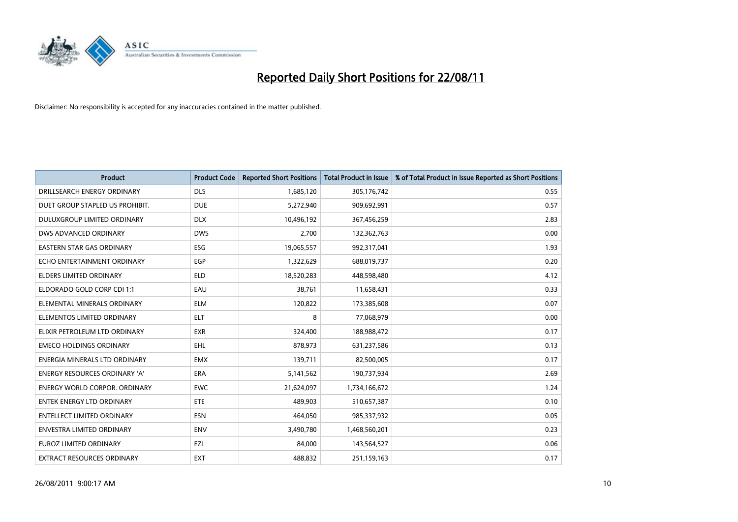# Reported Daily Short Positions for 22/08/11

Disclaimer: No responsibility is accepted for any inaccuracies contained in the matter published.

| Product | Product Code | Reported Short Positions | Total Product in Issue | % of Total Product in Issue Reported as Short Positions |
|---|---|---|---|---|
| DRILLSEARCH ENERGY ORDINARY | DLS | 1,685,120 | 305,176,742 | 0.55 |
| DUET GROUP STAPLED US PROHIBIT. | DUE | 5,272,940 | 909,692,991 | 0.57 |
| DULUXGROUP LIMITED ORDINARY | DLX | 10,496,192 | 367,456,259 | 2.83 |
| DWS ADVANCED ORDINARY | DWS | 2,700 | 132,362,763 | 0.00 |
| EASTERN STAR GAS ORDINARY | ESG | 19,065,557 | 992,317,041 | 1.93 |
| ECHO ENTERTAINMENT ORDINARY | EGP | 1,322,629 | 688,019,737 | 0.20 |
| ELDERS LIMITED ORDINARY | ELD | 18,520,283 | 448,598,480 | 4.12 |
| ELDORADO GOLD CORP CDI 1:1 | EAU | 38,761 | 11,658,431 | 0.33 |
| ELEMENTAL MINERALS ORDINARY | ELM | 120,822 | 173,385,608 | 0.07 |
| ELEMENTOS LIMITED ORDINARY | ELT | 8 | 77,068,979 | 0.00 |
| ELIXIR PETROLEUM LTD ORDINARY | EXR | 324,400 | 188,988,472 | 0.17 |
| EMECO HOLDINGS ORDINARY | EHL | 878,973 | 631,237,586 | 0.13 |
| ENERGIA MINERALS LTD ORDINARY | EMX | 139,711 | 82,500,005 | 0.17 |
| ENERGY RESOURCES ORDINARY 'A' | ERA | 5,141,562 | 190,737,934 | 2.69 |
| ENERGY WORLD CORPOR. ORDINARY | EWC | 21,624,097 | 1,734,166,672 | 1.24 |
| ENTEK ENERGY LTD ORDINARY | ETE | 489,903 | 510,657,387 | 0.10 |
| ENTELLECT LIMITED ORDINARY | ESN | 464,050 | 985,337,932 | 0.05 |
| ENVESTRA LIMITED ORDINARY | ENV | 3,490,780 | 1,468,560,201 | 0.23 |
| EUROZ LIMITED ORDINARY | EZL | 84,000 | 143,564,527 | 0.06 |
| EXTRACT RESOURCES ORDINARY | EXT | 488,832 | 251,159,163 | 0.17 |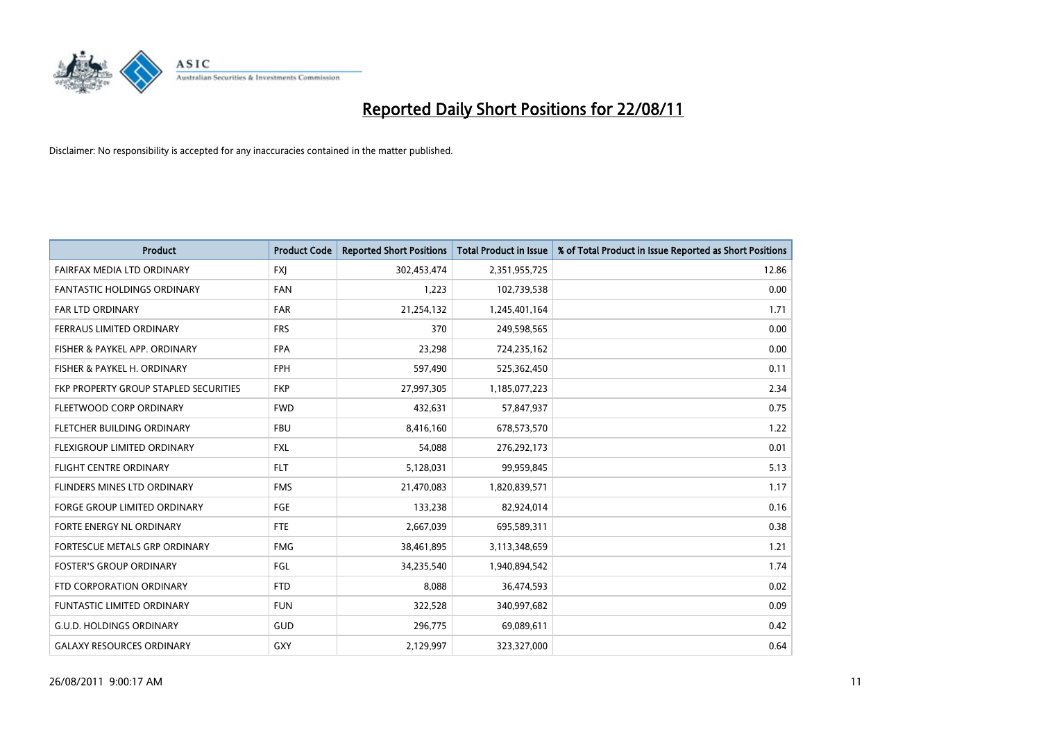# Reported Daily Short Positions for 22/08/11

Disclaimer: No responsibility is accepted for any inaccuracies contained in the matter published.

| Product | Product Code | Reported Short Positions | Total Product in Issue | % of Total Product in Issue Reported as Short Positions |
|---|---|---|---|---|
| FAIRFAX MEDIA LTD ORDINARY | FXJ | 302,453,474 | 2,351,955,725 | 12.86 |
| FANTASTIC HOLDINGS ORDINARY | FAN | 1,223 | 102,739,538 | 0.00 |
| FAR LTD ORDINARY | FAR | 21,254,132 | 1,245,401,164 | 1.71 |
| FERRAUS LIMITED ORDINARY | FRS | 370 | 249,598,565 | 0.00 |
| FISHER & PAYKEL APP. ORDINARY | FPA | 23,298 | 724,235,162 | 0.00 |
| FISHER & PAYKEL H. ORDINARY | FPH | 597,490 | 525,362,450 | 0.11 |
| FKP PROPERTY GROUP STAPLED SECURITIES | FKP | 27,997,305 | 1,185,077,223 | 2.34 |
| FLEETWOOD CORP ORDINARY | FWD | 432,631 | 57,847,937 | 0.75 |
| FLETCHER BUILDING ORDINARY | FBU | 8,416,160 | 678,573,570 | 1.22 |
| FLEXIGROUP LIMITED ORDINARY | FXL | 54,088 | 276,292,173 | 0.01 |
| FLIGHT CENTRE ORDINARY | FLT | 5,128,031 | 99,959,845 | 5.13 |
| FLINDERS MINES LTD ORDINARY | FMS | 21,470,083 | 1,820,839,571 | 1.17 |
| FORGE GROUP LIMITED ORDINARY | FGE | 133,238 | 82,924,014 | 0.16 |
| FORTE ENERGY NL ORDINARY | FTE | 2,667,039 | 695,589,311 | 0.38 |
| FORTESCUE METALS GRP ORDINARY | FMG | 38,461,895 | 3,113,348,659 | 1.21 |
| FOSTER'S GROUP ORDINARY | FGL | 34,235,540 | 1,940,894,542 | 1.74 |
| FTD CORPORATION ORDINARY | FTD | 8,088 | 36,474,593 | 0.02 |
| FUNTASTIC LIMITED ORDINARY | FUN | 322,528 | 340,997,682 | 0.09 |
| G.U.D. HOLDINGS ORDINARY | GUD | 296,775 | 69,089,611 | 0.42 |
| GALAXY RESOURCES ORDINARY | GXY | 2,129,997 | 323,327,000 | 0.64 |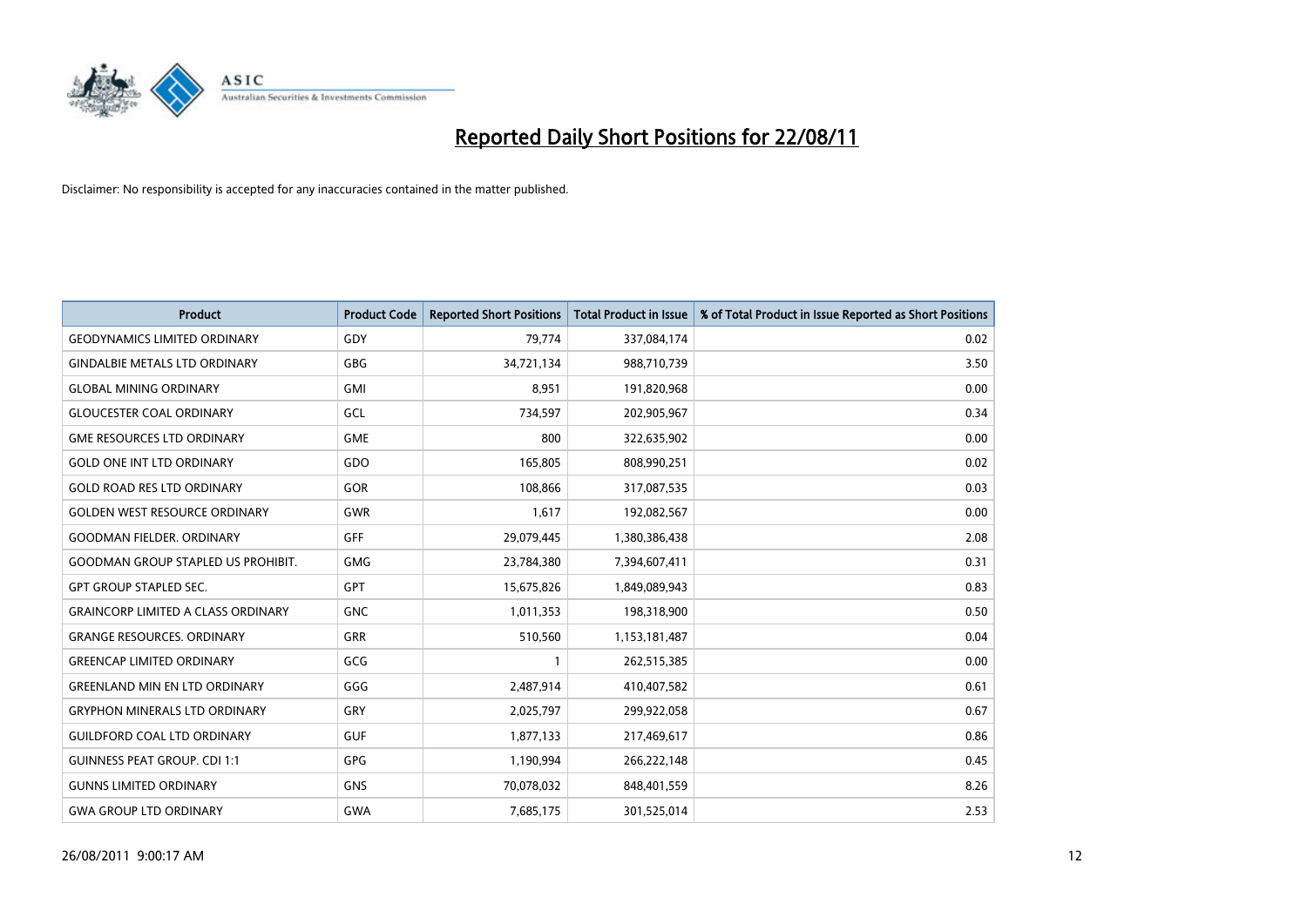# Reported Daily Short Positions for 22/08/11

Disclaimer: No responsibility is accepted for any inaccuracies contained in the matter published.

| Product | Product Code | Reported Short Positions | Total Product in Issue | % of Total Product in Issue Reported as Short Positions |
|---|---|---|---|---|
| GEODYNAMICS LIMITED ORDINARY | GDY | 79,774 | 337,084,174 | 0.02 |
| GINDALBIE METALS LTD ORDINARY | GBG | 34,721,134 | 988,710,739 | 3.50 |
| GLOBAL MINING ORDINARY | GMI | 8,951 | 191,820,968 | 0.00 |
| GLOUCESTER COAL ORDINARY | GCL | 734,597 | 202,905,967 | 0.34 |
| GME RESOURCES LTD ORDINARY | GME | 800 | 322,635,902 | 0.00 |
| GOLD ONE INT LTD ORDINARY | GDO | 165,805 | 808,990,251 | 0.02 |
| GOLD ROAD RES LTD ORDINARY | GOR | 108,866 | 317,087,535 | 0.03 |
| GOLDEN WEST RESOURCE ORDINARY | GWR | 1,617 | 192,082,567 | 0.00 |
| GOODMAN FIELDER. ORDINARY | GFF | 29,079,445 | 1,380,386,438 | 2.08 |
| GOODMAN GROUP STAPLED US PROHIBIT. | GMG | 23,784,380 | 7,394,607,411 | 0.31 |
| GPT GROUP STAPLED SEC. | GPT | 15,675,826 | 1,849,089,943 | 0.83 |
| GRAINCORP LIMITED A CLASS ORDINARY | GNC | 1,011,353 | 198,318,900 | 0.50 |
| GRANGE RESOURCES. ORDINARY | GRR | 510,560 | 1,153,181,487 | 0.04 |
| GREENCAP LIMITED ORDINARY | GCG | 1 | 262,515,385 | 0.00 |
| GREENLAND MIN EN LTD ORDINARY | GGG | 2,487,914 | 410,407,582 | 0.61 |
| GRYPHON MINERALS LTD ORDINARY | GRY | 2,025,797 | 299,922,058 | 0.67 |
| GUILDFORD COAL LTD ORDINARY | GUF | 1,877,133 | 217,469,617 | 0.86 |
| GUINNESS PEAT GROUP. CDI 1:1 | GPG | 1,190,994 | 266,222,148 | 0.45 |
| GUNNS LIMITED ORDINARY | GNS | 70,078,032 | 848,401,559 | 8.26 |
| GWA GROUP LTD ORDINARY | GWA | 7,685,175 | 301,525,014 | 2.53 |

26/08/2011 9:00:17 AM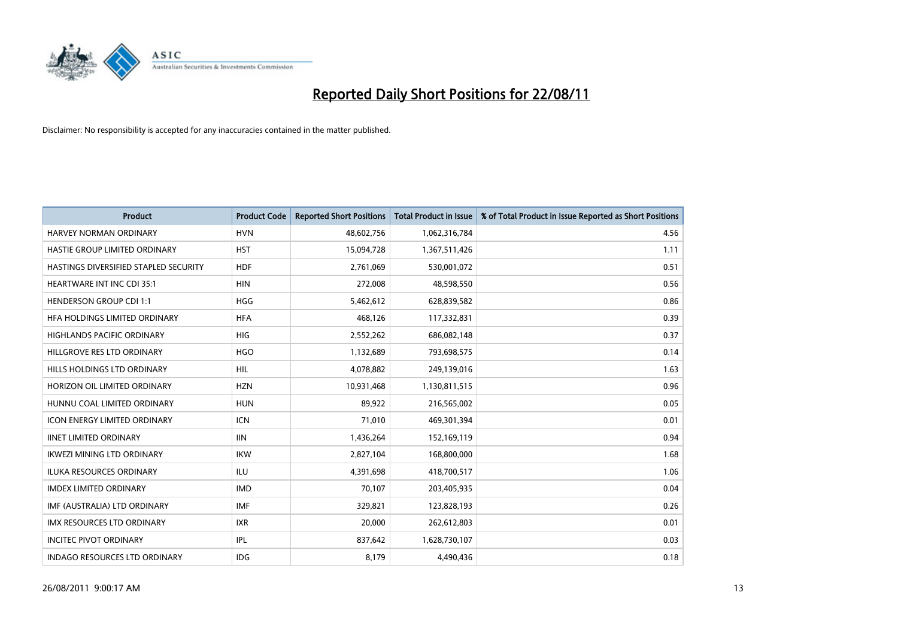# Reported Daily Short Positions for 22/08/11

Disclaimer: No responsibility is accepted for any inaccuracies contained in the matter published.

| Product | Product Code | Reported Short Positions | Total Product in Issue | % of Total Product in Issue Reported as Short Positions |
|---|---|---|---|---|
| HARVEY NORMAN ORDINARY | HVN | 48,602,756 | 1,062,316,784 | 4.56 |
| HASTIE GROUP LIMITED ORDINARY | HST | 15,094,728 | 1,367,511,426 | 1.11 |
| HASTINGS DIVERSIFIED STAPLED SECURITY | HDF | 2,761,069 | 530,001,072 | 0.51 |
| HEARTWARE INT INC CDI 35:1 | HIN | 272,008 | 48,598,550 | 0.56 |
| HENDERSON GROUP CDI 1:1 | HGG | 5,462,612 | 628,839,582 | 0.86 |
| HFA HOLDINGS LIMITED ORDINARY | HFA | 468,126 | 117,332,831 | 0.39 |
| HIGHLANDS PACIFIC ORDINARY | HIG | 2,552,262 | 686,082,148 | 0.37 |
| HILLGROVE RES LTD ORDINARY | HGO | 1,132,689 | 793,698,575 | 0.14 |
| HILLS HOLDINGS LTD ORDINARY | HIL | 4,078,882 | 249,139,016 | 1.63 |
| HORIZON OIL LIMITED ORDINARY | HZN | 10,931,468 | 1,130,811,515 | 0.96 |
| HUNNU COAL LIMITED ORDINARY | HUN | 89,922 | 216,565,002 | 0.05 |
| ICON ENERGY LIMITED ORDINARY | ICN | 71,010 | 469,301,394 | 0.01 |
| IINET LIMITED ORDINARY | IIN | 1,436,264 | 152,169,119 | 0.94 |
| IKWEZI MINING LTD ORDINARY | IKW | 2,827,104 | 168,800,000 | 1.68 |
| ILUKA RESOURCES ORDINARY | ILU | 4,391,698 | 418,700,517 | 1.06 |
| IMDEX LIMITED ORDINARY | IMD | 70,107 | 203,405,935 | 0.04 |
| IMF (AUSTRALIA) LTD ORDINARY | IMF | 329,821 | 123,828,193 | 0.26 |
| IMX RESOURCES LTD ORDINARY | IXR | 20,000 | 262,612,803 | 0.01 |
| INCITEC PIVOT ORDINARY | IPL | 837,642 | 1,628,730,107 | 0.03 |
| INDAGO RESOURCES LTD ORDINARY | IDG | 8,179 | 4,490,436 | 0.18 |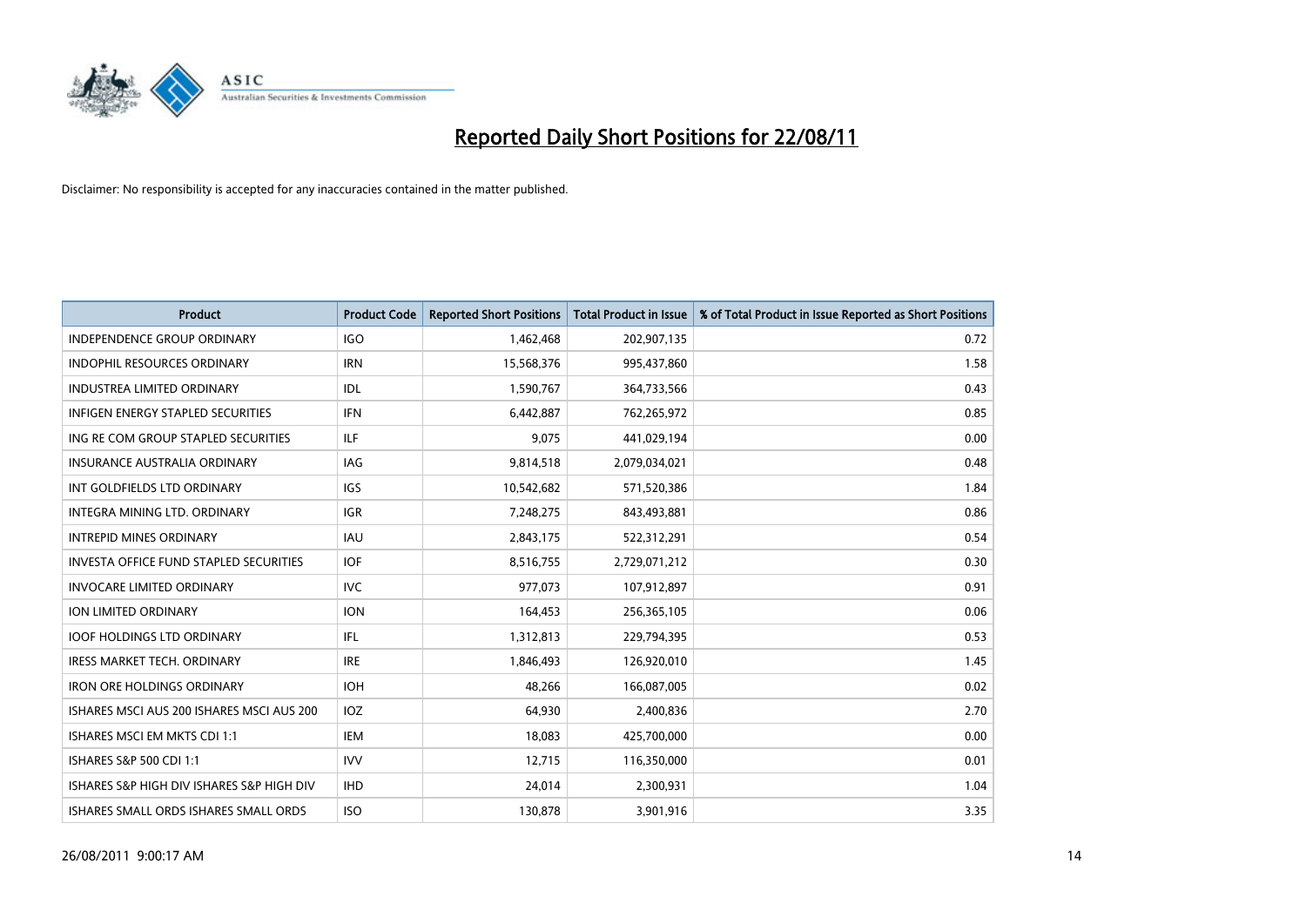# Reported Daily Short Positions for 22/08/11

Disclaimer: No responsibility is accepted for any inaccuracies contained in the matter published.

| Product | Product Code | Reported Short Positions | Total Product in Issue | % of Total Product in Issue Reported as Short Positions |
|---|---|---|---|---|
| INDEPENDENCE GROUP ORDINARY | IGO | 1,462,468 | 202,907,135 | 0.72 |
| INDOPHIL RESOURCES ORDINARY | IRN | 15,568,376 | 995,437,860 | 1.58 |
| INDUSTREA LIMITED ORDINARY | IDL | 1,590,767 | 364,733,566 | 0.43 |
| INFIGEN ENERGY STAPLED SECURITIES | IFN | 6,442,887 | 762,265,972 | 0.85 |
| ING RE COM GROUP STAPLED SECURITIES | ILF | 9,075 | 441,029,194 | 0.00 |
| INSURANCE AUSTRALIA ORDINARY | IAG | 9,814,518 | 2,079,034,021 | 0.48 |
| INT GOLDFIELDS LTD ORDINARY | IGS | 10,542,682 | 571,520,386 | 1.84 |
| INTEGRA MINING LTD. ORDINARY | IGR | 7,248,275 | 843,493,881 | 0.86 |
| INTREPID MINES ORDINARY | IAU | 2,843,175 | 522,312,291 | 0.54 |
| INVESTA OFFICE FUND STAPLED SECURITIES | IOF | 8,516,755 | 2,729,071,212 | 0.30 |
| INVOCARE LIMITED ORDINARY | IVC | 977,073 | 107,912,897 | 0.91 |
| ION LIMITED ORDINARY | ION | 164,453 | 256,365,105 | 0.06 |
| IOOF HOLDINGS LTD ORDINARY | IFL | 1,312,813 | 229,794,395 | 0.53 |
| IRESS MARKET TECH. ORDINARY | IRE | 1,846,493 | 126,920,010 | 1.45 |
| IRON ORE HOLDINGS ORDINARY | IOH | 48,266 | 166,087,005 | 0.02 |
| ISHARES MSCI AUS 200 ISHARES MSCI AUS 200 | IOZ | 64,930 | 2,400,836 | 2.70 |
| ISHARES MSCI EM MKTS CDI 1:1 | IEM | 18,083 | 425,700,000 | 0.00 |
| ISHARES S&P 500 CDI 1:1 | IVV | 12,715 | 116,350,000 | 0.01 |
| ISHARES S&P HIGH DIV ISHARES S&P HIGH DIV | IHD | 24,014 | 2,300,931 | 1.04 |
| ISHARES SMALL ORDS ISHARES SMALL ORDS | ISO | 130,878 | 3,901,916 | 3.35 |

26/08/2011 9:00:17 AM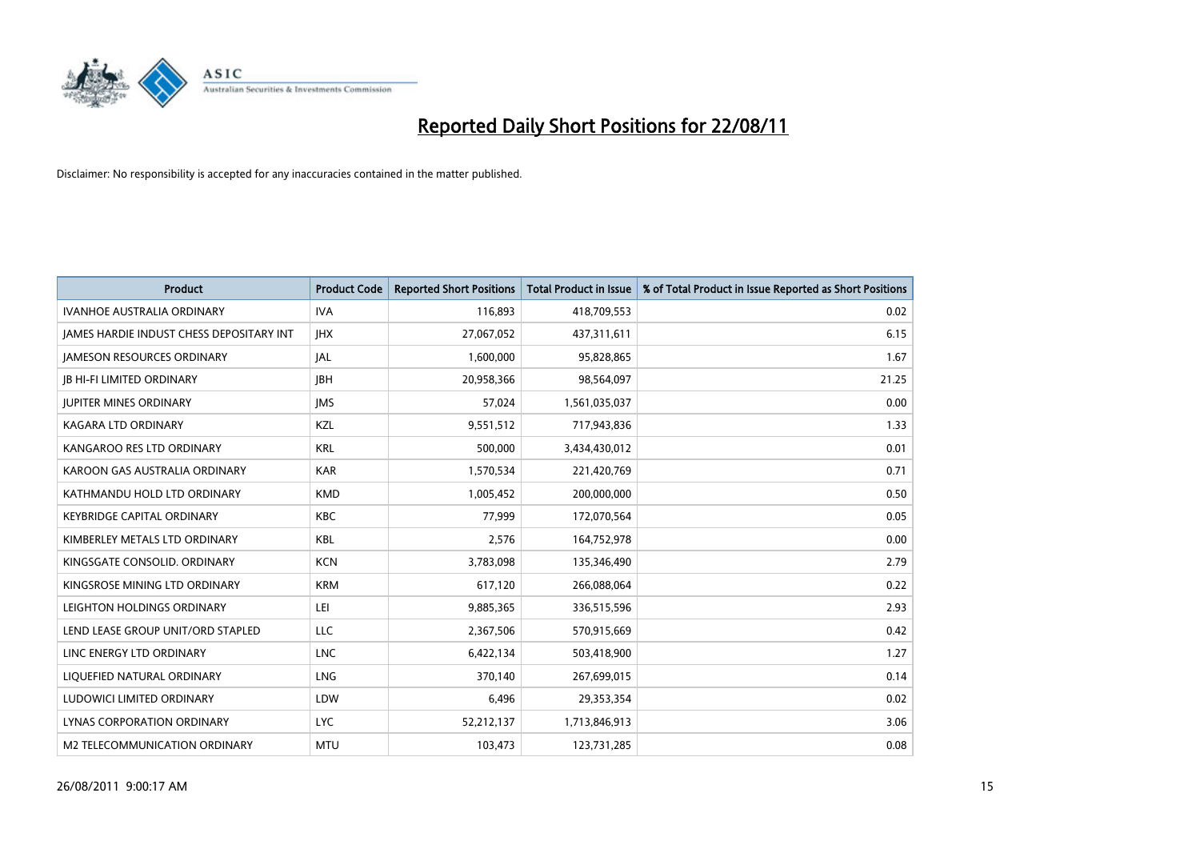# Reported Daily Short Positions for 22/08/11

Disclaimer: No responsibility is accepted for any inaccuracies contained in the matter published.

| Product | Product Code | Reported Short Positions | Total Product in Issue | % of Total Product in Issue Reported as Short Positions |
|---|---|---|---|---|
| IVANHOE AUSTRALIA ORDINARY | IVA | 116,893 | 418,709,553 | 0.02 |
| JAMES HARDIE INDUST CHESS DEPOSITARY INT | JHX | 27,067,052 | 437,311,611 | 6.15 |
| JAMESON RESOURCES ORDINARY | JAL | 1,600,000 | 95,828,865 | 1.67 |
| JB HI-FI LIMITED ORDINARY | JBH | 20,958,366 | 98,564,097 | 21.25 |
| JUPITER MINES ORDINARY | JMS | 57,024 | 1,561,035,037 | 0.00 |
| KAGARA LTD ORDINARY | KZL | 9,551,512 | 717,943,836 | 1.33 |
| KANGAROO RES LTD ORDINARY | KRL | 500,000 | 3,434,430,012 | 0.01 |
| KAROON GAS AUSTRALIA ORDINARY | KAR | 1,570,534 | 221,420,769 | 0.71 |
| KATHMANDU HOLD LTD ORDINARY | KMD | 1,005,452 | 200,000,000 | 0.50 |
| KEYBRIDGE CAPITAL ORDINARY | KBC | 77,999 | 172,070,564 | 0.05 |
| KIMBERLEY METALS LTD ORDINARY | KBL | 2,576 | 164,752,978 | 0.00 |
| KINGSGATE CONSOLID. ORDINARY | KCN | 3,783,098 | 135,346,490 | 2.79 |
| KINGSROSE MINING LTD ORDINARY | KRM | 617,120 | 266,088,064 | 0.22 |
| LEIGHTON HOLDINGS ORDINARY | LEI | 9,885,365 | 336,515,596 | 2.93 |
| LEND LEASE GROUP UNIT/ORD STAPLED | LLC | 2,367,506 | 570,915,669 | 0.42 |
| LINC ENERGY LTD ORDINARY | LNC | 6,422,134 | 503,418,900 | 1.27 |
| LIQUEFIED NATURAL ORDINARY | LNG | 370,140 | 267,699,015 | 0.14 |
| LUDOWICI LIMITED ORDINARY | LDW | 6,496 | 29,353,354 | 0.02 |
| LYNAS CORPORATION ORDINARY | LYC | 52,212,137 | 1,713,846,913 | 3.06 |
| M2 TELECOMMUNICATION ORDINARY | MTU | 103,473 | 123,731,285 | 0.08 |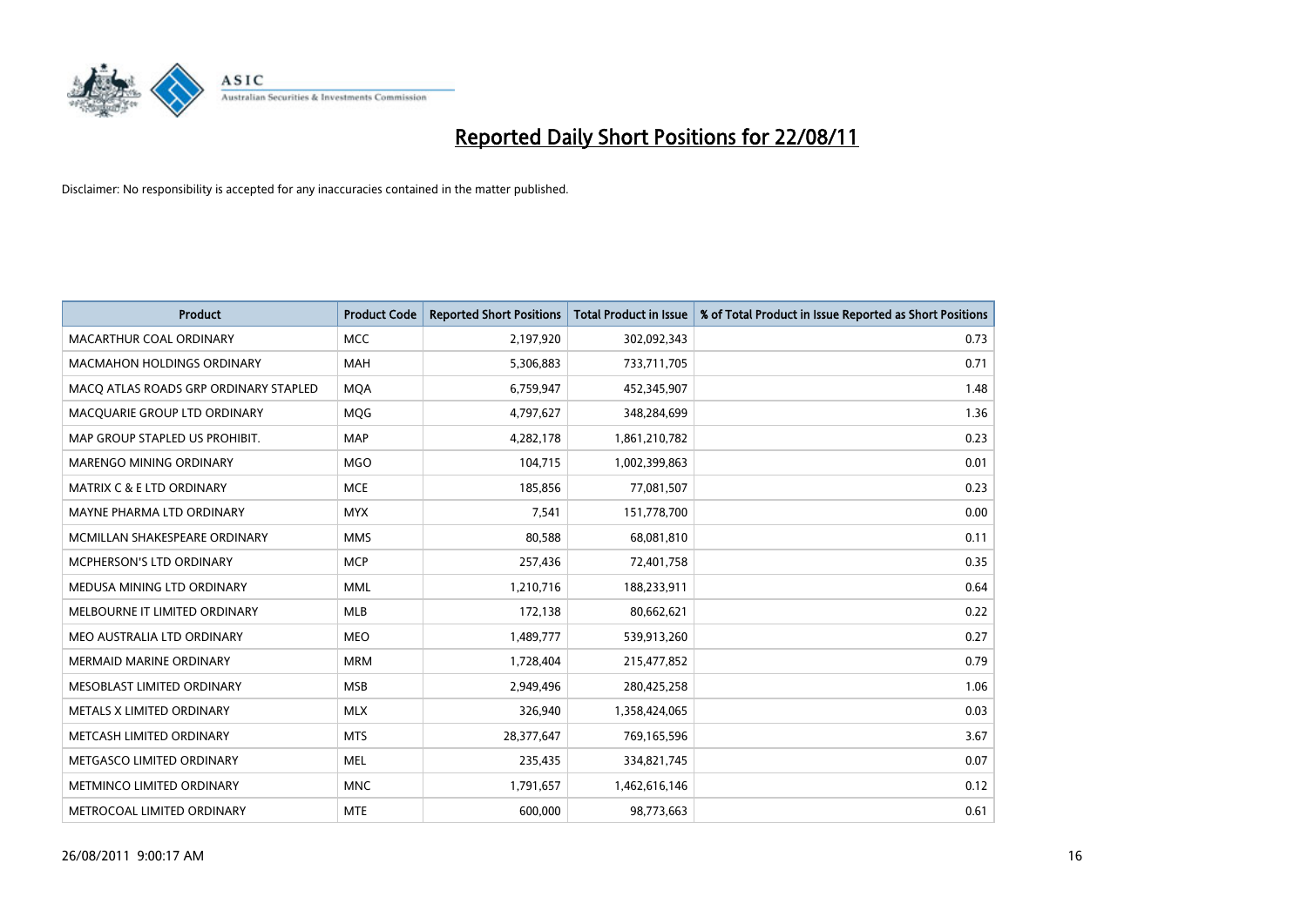# Reported Daily Short Positions for 22/08/11

Disclaimer: No responsibility is accepted for any inaccuracies contained in the matter published.

| Product | Product Code | Reported Short Positions | Total Product in Issue | % of Total Product in Issue Reported as Short Positions |
|---|---|---|---|---|
| MACARTHUR COAL ORDINARY | MCC | 2,197,920 | 302,092,343 | 0.73 |
| MACMAHON HOLDINGS ORDINARY | MAH | 5,306,883 | 733,711,705 | 0.71 |
| MACQ ATLAS ROADS GRP ORDINARY STAPLED | MQA | 6,759,947 | 452,345,907 | 1.48 |
| MACQUARIE GROUP LTD ORDINARY | MQG | 4,797,627 | 348,284,699 | 1.36 |
| MAP GROUP STAPLED US PROHIBIT. | MAP | 4,282,178 | 1,861,210,782 | 0.23 |
| MARENGO MINING ORDINARY | MGO | 104,715 | 1,002,399,863 | 0.01 |
| MATRIX C & E LTD ORDINARY | MCE | 185,856 | 77,081,507 | 0.23 |
| MAYNE PHARMA LTD ORDINARY | MYX | 7,541 | 151,778,700 | 0.00 |
| MCMILLAN SHAKESPEARE ORDINARY | MMS | 80,588 | 68,081,810 | 0.11 |
| MCPHERSON'S LTD ORDINARY | MCP | 257,436 | 72,401,758 | 0.35 |
| MEDUSA MINING LTD ORDINARY | MML | 1,210,716 | 188,233,911 | 0.64 |
| MELBOURNE IT LIMITED ORDINARY | MLB | 172,138 | 80,662,621 | 0.22 |
| MEO AUSTRALIA LTD ORDINARY | MEO | 1,489,777 | 539,913,260 | 0.27 |
| MERMAID MARINE ORDINARY | MRM | 1,728,404 | 215,477,852 | 0.79 |
| MESOBLAST LIMITED ORDINARY | MSB | 2,949,496 | 280,425,258 | 1.06 |
| METALS X LIMITED ORDINARY | MLX | 326,940 | 1,358,424,065 | 0.03 |
| METCASH LIMITED ORDINARY | MTS | 28,377,647 | 769,165,596 | 3.67 |
| METGASCO LIMITED ORDINARY | MEL | 235,435 | 334,821,745 | 0.07 |
| METMINCO LIMITED ORDINARY | MNC | 1,791,657 | 1,462,616,146 | 0.12 |
| METROCOAL LIMITED ORDINARY | MTE | 600,000 | 98,773,663 | 0.61 |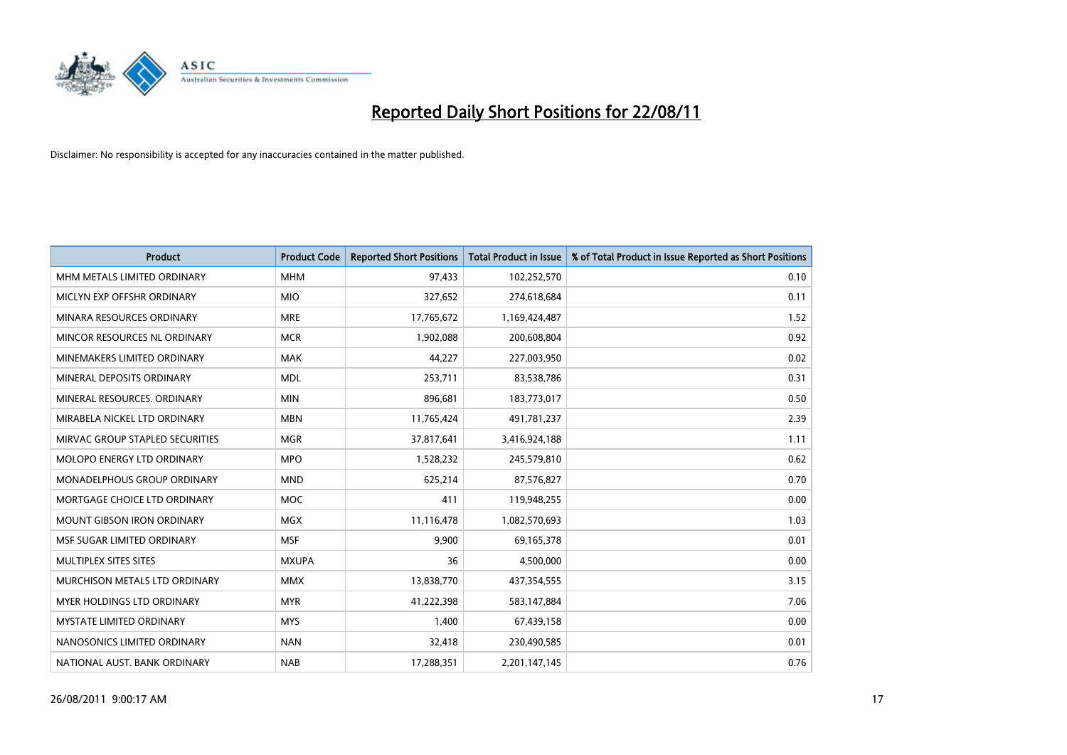# Reported Daily Short Positions for 22/08/11

Disclaimer: No responsibility is accepted for any inaccuracies contained in the matter published.

| Product | Product Code | Reported Short Positions | Total Product in Issue | % of Total Product in Issue Reported as Short Positions |
|---|---|---|---|---|
| MHM METALS LIMITED ORDINARY | MHM | 97,433 | 102,252,570 | 0.10 |
| MICLYN EXP OFFSHR ORDINARY | MIO | 327,652 | 274,618,684 | 0.11 |
| MINARA RESOURCES ORDINARY | MRE | 17,765,672 | 1,169,424,487 | 1.52 |
| MINCOR RESOURCES NL ORDINARY | MCR | 1,902,088 | 200,608,804 | 0.92 |
| MINEMAKERS LIMITED ORDINARY | MAK | 44,227 | 227,003,950 | 0.02 |
| MINERAL DEPOSITS ORDINARY | MDL | 253,711 | 83,538,786 | 0.31 |
| MINERAL RESOURCES. ORDINARY | MIN | 896,681 | 183,773,017 | 0.50 |
| MIRABELA NICKEL LTD ORDINARY | MBN | 11,765,424 | 491,781,237 | 2.39 |
| MIRVAC GROUP STAPLED SECURITIES | MGR | 37,817,641 | 3,416,924,188 | 1.11 |
| MOLOPO ENERGY LTD ORDINARY | MPO | 1,528,232 | 245,579,810 | 0.62 |
| MONADELPHOUS GROUP ORDINARY | MND | 625,214 | 87,576,827 | 0.70 |
| MORTGAGE CHOICE LTD ORDINARY | MOC | 411 | 119,948,255 | 0.00 |
| MOUNT GIBSON IRON ORDINARY | MGX | 11,116,478 | 1,082,570,693 | 1.03 |
| MSF SUGAR LIMITED ORDINARY | MSF | 9,900 | 69,165,378 | 0.01 |
| MULTIPLEX SITES SITES | MXUPA | 36 | 4,500,000 | 0.00 |
| MURCHISON METALS LTD ORDINARY | MMX | 13,838,770 | 437,354,555 | 3.15 |
| MYER HOLDINGS LTD ORDINARY | MYR | 41,222,398 | 583,147,884 | 7.06 |
| MYSTATE LIMITED ORDINARY | MYS | 1,400 | 67,439,158 | 0.00 |
| NANOSONICS LIMITED ORDINARY | NAN | 32,418 | 230,490,585 | 0.01 |
| NATIONAL AUST. BANK ORDINARY | NAB | 17,288,351 | 2,201,147,145 | 0.76 |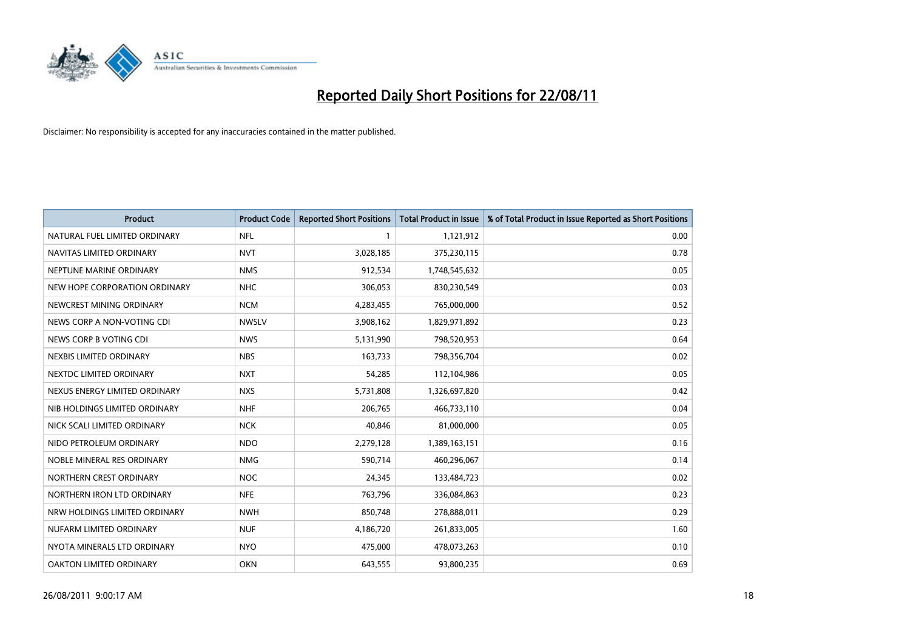# Reported Daily Short Positions for 22/08/11

Disclaimer: No responsibility is accepted for any inaccuracies contained in the matter published.

| Product | Product Code | Reported Short Positions | Total Product in Issue | % of Total Product in Issue Reported as Short Positions |
|---|---|---|---|---|
| NATURAL FUEL LIMITED ORDINARY | NFL | 1 | 1,121,912 | 0.00 |
| NAVITAS LIMITED ORDINARY | NVT | 3,028,185 | 375,230,115 | 0.78 |
| NEPTUNE MARINE ORDINARY | NMS | 912,534 | 1,748,545,632 | 0.05 |
| NEW HOPE CORPORATION ORDINARY | NHC | 306,053 | 830,230,549 | 0.03 |
| NEWCREST MINING ORDINARY | NCM | 4,283,455 | 765,000,000 | 0.52 |
| NEWS CORP A NON-VOTING CDI | NWSLV | 3,908,162 | 1,829,971,892 | 0.23 |
| NEWS CORP B VOTING CDI | NWS | 5,131,990 | 798,520,953 | 0.64 |
| NEXBIS LIMITED ORDINARY | NBS | 163,733 | 798,356,704 | 0.02 |
| NEXTDC LIMITED ORDINARY | NXT | 54,285 | 112,104,986 | 0.05 |
| NEXUS ENERGY LIMITED ORDINARY | NXS | 5,731,808 | 1,326,697,820 | 0.42 |
| NIB HOLDINGS LIMITED ORDINARY | NHF | 206,765 | 466,733,110 | 0.04 |
| NICK SCALI LIMITED ORDINARY | NCK | 40,846 | 81,000,000 | 0.05 |
| NIDO PETROLEUM ORDINARY | NDO | 2,279,128 | 1,389,163,151 | 0.16 |
| NOBLE MINERAL RES ORDINARY | NMG | 590,714 | 460,296,067 | 0.14 |
| NORTHERN CREST ORDINARY | NOC | 24,345 | 133,484,723 | 0.02 |
| NORTHERN IRON LTD ORDINARY | NFE | 763,796 | 336,084,863 | 0.23 |
| NRW HOLDINGS LIMITED ORDINARY | NWH | 850,748 | 278,888,011 | 0.29 |
| NUFARM LIMITED ORDINARY | NUF | 4,186,720 | 261,833,005 | 1.60 |
| NYOTA MINERALS LTD ORDINARY | NYO | 475,000 | 478,073,263 | 0.10 |
| OAKTON LIMITED ORDINARY | OKN | 643,555 | 93,800,235 | 0.69 |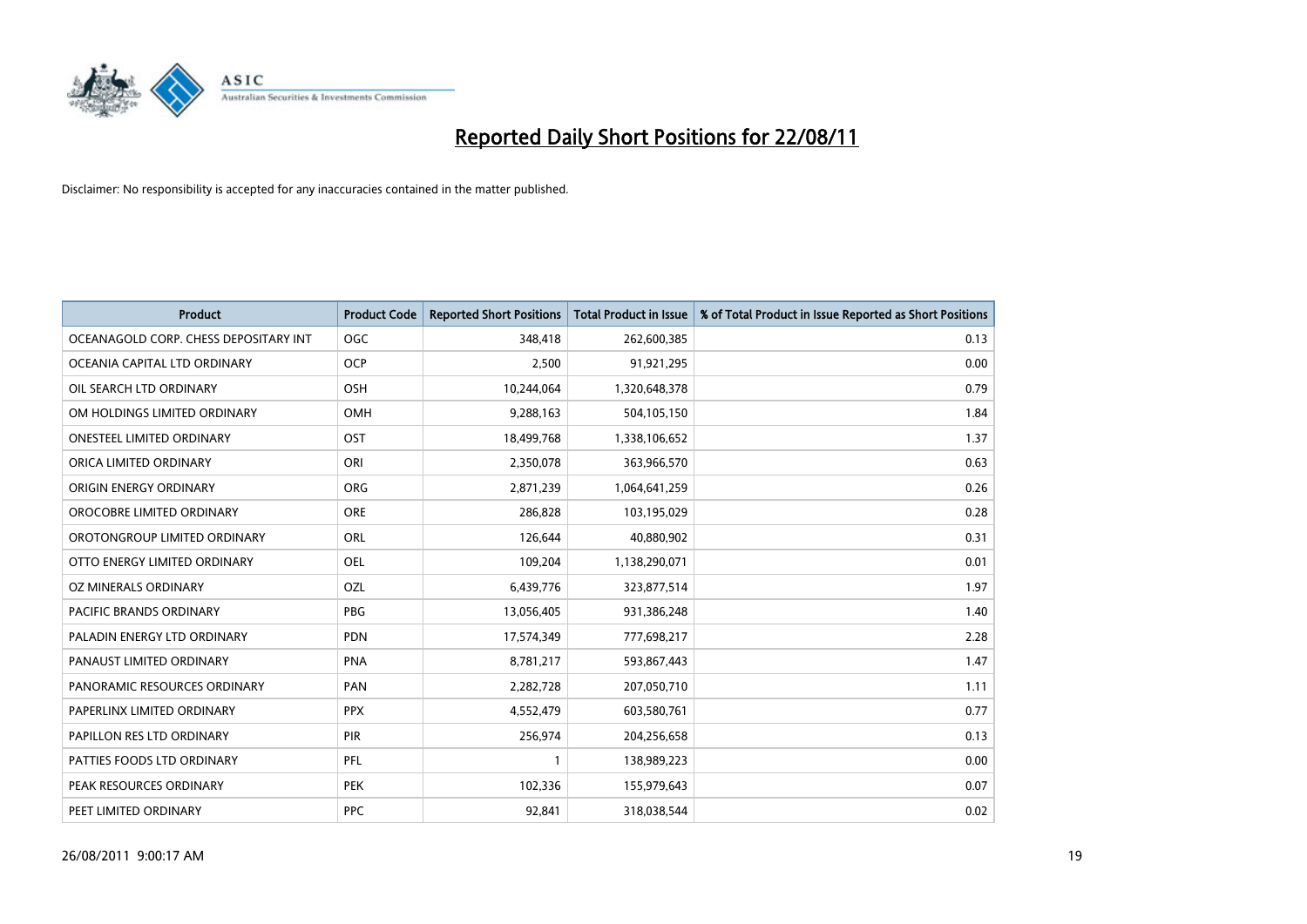# Reported Daily Short Positions for 22/08/11

Disclaimer: No responsibility is accepted for any inaccuracies contained in the matter published.

| Product | Product Code | Reported Short Positions | Total Product in Issue | % of Total Product in Issue Reported as Short Positions |
|---|---|---|---|---|
| OCEANAGOLD CORP. CHESS DEPOSITARY INT | OGC | 348,418 | 262,600,385 | 0.13 |
| OCEANIA CAPITAL LTD ORDINARY | OCP | 2,500 | 91,921,295 | 0.00 |
| OIL SEARCH LTD ORDINARY | OSH | 10,244,064 | 1,320,648,378 | 0.79 |
| OM HOLDINGS LIMITED ORDINARY | OMH | 9,288,163 | 504,105,150 | 1.84 |
| ONESTEEL LIMITED ORDINARY | OST | 18,499,768 | 1,338,106,652 | 1.37 |
| ORICA LIMITED ORDINARY | ORI | 2,350,078 | 363,966,570 | 0.63 |
| ORIGIN ENERGY ORDINARY | ORG | 2,871,239 | 1,064,641,259 | 0.26 |
| OROCOBRE LIMITED ORDINARY | ORE | 286,828 | 103,195,029 | 0.28 |
| OROTONGROUP LIMITED ORDINARY | ORL | 126,644 | 40,880,902 | 0.31 |
| OTTO ENERGY LIMITED ORDINARY | OEL | 109,204 | 1,138,290,071 | 0.01 |
| OZ MINERALS ORDINARY | OZL | 6,439,776 | 323,877,514 | 1.97 |
| PACIFIC BRANDS ORDINARY | PBG | 13,056,405 | 931,386,248 | 1.40 |
| PALADIN ENERGY LTD ORDINARY | PDN | 17,574,349 | 777,698,217 | 2.28 |
| PANAUST LIMITED ORDINARY | PNA | 8,781,217 | 593,867,443 | 1.47 |
| PANORAMIC RESOURCES ORDINARY | PAN | 2,282,728 | 207,050,710 | 1.11 |
| PAPERLINX LIMITED ORDINARY | PPX | 4,552,479 | 603,580,761 | 0.77 |
| PAPILLON RES LTD ORDINARY | PIR | 256,974 | 204,256,658 | 0.13 |
| PATTIES FOODS LTD ORDINARY | PFL | 1 | 138,989,223 | 0.00 |
| PEAK RESOURCES ORDINARY | PEK | 102,336 | 155,979,643 | 0.07 |
| PEET LIMITED ORDINARY | PPC | 92,841 | 318,038,544 | 0.02 |

26/08/2011 9:00:17 AM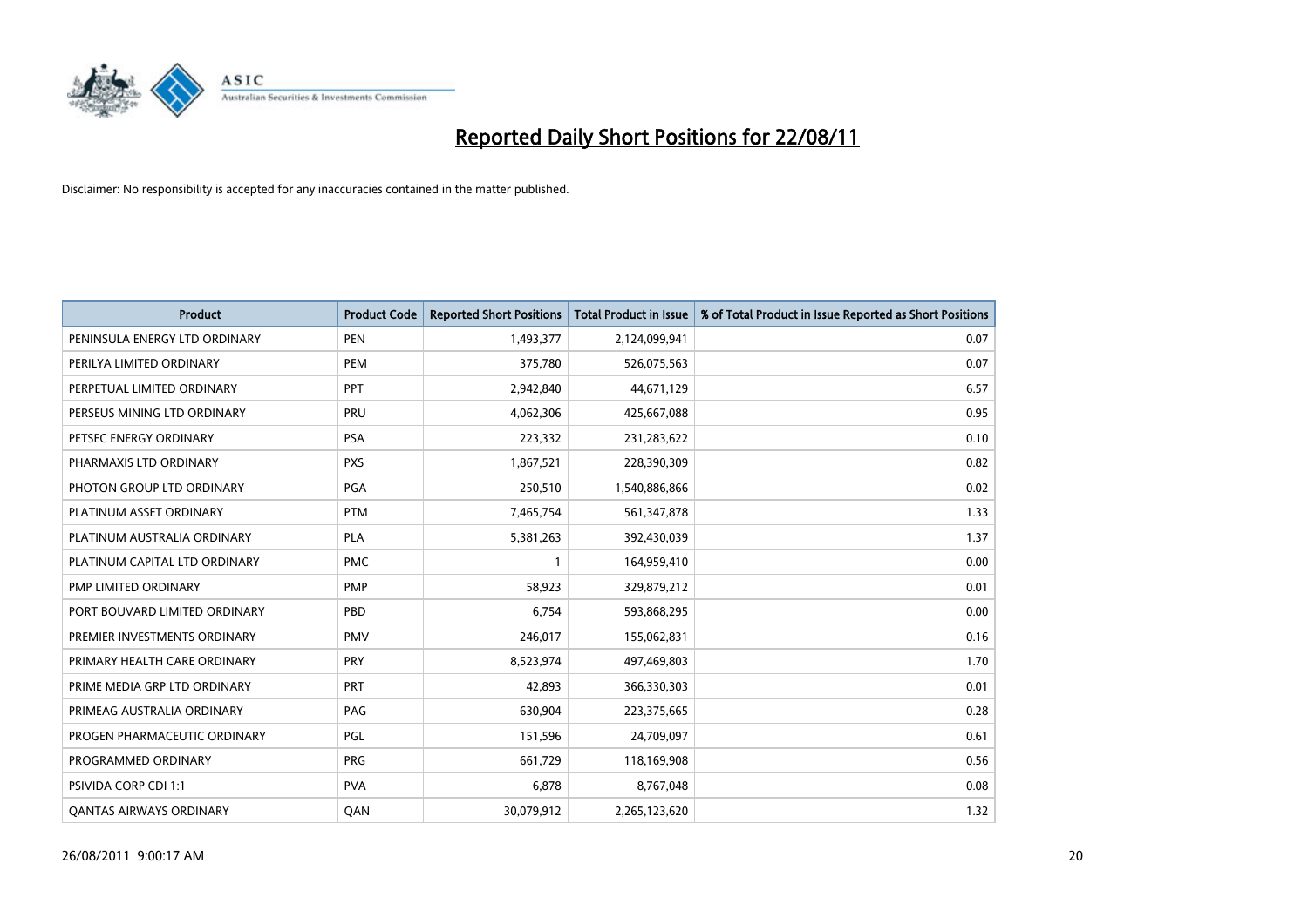# Reported Daily Short Positions for 22/08/11

Disclaimer: No responsibility is accepted for any inaccuracies contained in the matter published.

| Product | Product Code | Reported Short Positions | Total Product in Issue | % of Total Product in Issue Reported as Short Positions |
|---|---|---|---|---|
| PENINSULA ENERGY LTD ORDINARY | PEN | 1,493,377 | 2,124,099,941 | 0.07 |
| PERILYA LIMITED ORDINARY | PEM | 375,780 | 526,075,563 | 0.07 |
| PERPETUAL LIMITED ORDINARY | PPT | 2,942,840 | 44,671,129 | 6.57 |
| PERSEUS MINING LTD ORDINARY | PRU | 4,062,306 | 425,667,088 | 0.95 |
| PETSEC ENERGY ORDINARY | PSA | 223,332 | 231,283,622 | 0.10 |
| PHARMAXIS LTD ORDINARY | PXS | 1,867,521 | 228,390,309 | 0.82 |
| PHOTON GROUP LTD ORDINARY | PGA | 250,510 | 1,540,886,866 | 0.02 |
| PLATINUM ASSET ORDINARY | PTM | 7,465,754 | 561,347,878 | 1.33 |
| PLATINUM AUSTRALIA ORDINARY | PLA | 5,381,263 | 392,430,039 | 1.37 |
| PLATINUM CAPITAL LTD ORDINARY | PMC | 1 | 164,959,410 | 0.00 |
| PMP LIMITED ORDINARY | PMP | 58,923 | 329,879,212 | 0.01 |
| PORT BOUVARD LIMITED ORDINARY | PBD | 6,754 | 593,868,295 | 0.00 |
| PREMIER INVESTMENTS ORDINARY | PMV | 246,017 | 155,062,831 | 0.16 |
| PRIMARY HEALTH CARE ORDINARY | PRY | 8,523,974 | 497,469,803 | 1.70 |
| PRIME MEDIA GRP LTD ORDINARY | PRT | 42,893 | 366,330,303 | 0.01 |
| PRIMEAG AUSTRALIA ORDINARY | PAG | 630,904 | 223,375,665 | 0.28 |
| PROGEN PHARMACEUTIC ORDINARY | PGL | 151,596 | 24,709,097 | 0.61 |
| PROGRAMMED ORDINARY | PRG | 661,729 | 118,169,908 | 0.56 |
| PSIVIDA CORP CDI 1:1 | PVA | 6,878 | 8,767,048 | 0.08 |
| QANTAS AIRWAYS ORDINARY | QAN | 30,079,912 | 2,265,123,620 | 1.32 |

26/08/2011 9:00:17 AM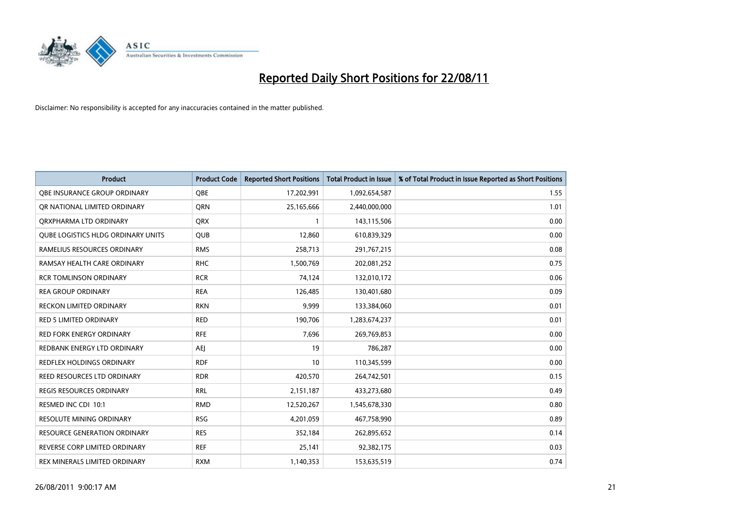# Reported Daily Short Positions for 22/08/11

Disclaimer: No responsibility is accepted for any inaccuracies contained in the matter published.

| Product | Product Code | Reported Short Positions | Total Product in Issue | % of Total Product in Issue Reported as Short Positions |
|---|---|---|---|---|
| QBE INSURANCE GROUP ORDINARY | QBE | 17,202,991 | 1,092,654,587 | 1.55 |
| QR NATIONAL LIMITED ORDINARY | QRN | 25,165,666 | 2,440,000,000 | 1.01 |
| QRXPHARMA LTD ORDINARY | QRX | 1 | 143,115,506 | 0.00 |
| QUBE LOGISTICS HLDG ORDINARY UNITS | QUB | 12,860 | 610,839,329 | 0.00 |
| RAMELIUS RESOURCES ORDINARY | RMS | 258,713 | 291,767,215 | 0.08 |
| RAMSAY HEALTH CARE ORDINARY | RHC | 1,500,769 | 202,081,252 | 0.75 |
| RCR TOMLINSON ORDINARY | RCR | 74,124 | 132,010,172 | 0.06 |
| REA GROUP ORDINARY | REA | 126,485 | 130,401,680 | 0.09 |
| RECKON LIMITED ORDINARY | RKN | 9,999 | 133,384,060 | 0.01 |
| RED 5 LIMITED ORDINARY | RED | 190,706 | 1,283,674,237 | 0.01 |
| RED FORK ENERGY ORDINARY | RFE | 7,696 | 269,769,853 | 0.00 |
| REDBANK ENERGY LTD ORDINARY | AEJ | 19 | 786,287 | 0.00 |
| REDFLEX HOLDINGS ORDINARY | RDF | 10 | 110,345,599 | 0.00 |
| REED RESOURCES LTD ORDINARY | RDR | 420,570 | 264,742,501 | 0.15 |
| REGIS RESOURCES ORDINARY | RRL | 2,151,187 | 433,273,680 | 0.49 |
| RESMED INC CDI 10:1 | RMD | 12,520,267 | 1,545,678,330 | 0.80 |
| RESOLUTE MINING ORDINARY | RSG | 4,201,059 | 467,758,990 | 0.89 |
| RESOURCE GENERATION ORDINARY | RES | 352,184 | 262,895,652 | 0.14 |
| REVERSE CORP LIMITED ORDINARY | REF | 25,141 | 92,382,175 | 0.03 |
| REX MINERALS LIMITED ORDINARY | RXM | 1,140,353 | 153,635,519 | 0.74 |

26/08/2011 9:00:17 AM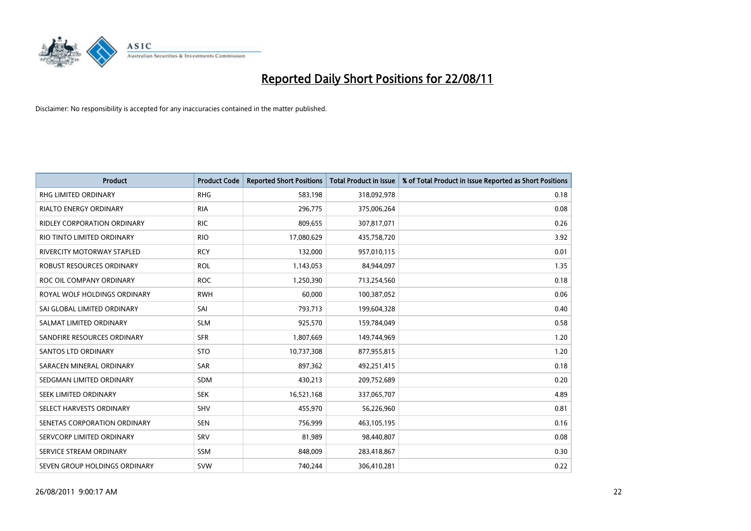# Reported Daily Short Positions for 22/08/11

Disclaimer: No responsibility is accepted for any inaccuracies contained in the matter published.

| Product | Product Code | Reported Short Positions | Total Product in Issue | % of Total Product in Issue Reported as Short Positions |
|---|---|---|---|---|
| RHG LIMITED ORDINARY | RHG | 583,198 | 318,092,978 | 0.18 |
| RIALTO ENERGY ORDINARY | RIA | 296,775 | 375,006,264 | 0.08 |
| RIDLEY CORPORATION ORDINARY | RIC | 809,655 | 307,817,071 | 0.26 |
| RIO TINTO LIMITED ORDINARY | RIO | 17,080,629 | 435,758,720 | 3.92 |
| RIVERCITY MOTORWAY STAPLED | RCY | 132,000 | 957,010,115 | 0.01 |
| ROBUST RESOURCES ORDINARY | ROL | 1,143,053 | 84,944,097 | 1.35 |
| ROC OIL COMPANY ORDINARY | ROC | 1,250,390 | 713,254,560 | 0.18 |
| ROYAL WOLF HOLDINGS ORDINARY | RWH | 60,000 | 100,387,052 | 0.06 |
| SAI GLOBAL LIMITED ORDINARY | SAI | 793,713 | 199,604,328 | 0.40 |
| SALMAT LIMITED ORDINARY | SLM | 925,570 | 159,784,049 | 0.58 |
| SANDFIRE RESOURCES ORDINARY | SFR | 1,807,669 | 149,744,969 | 1.20 |
| SANTOS LTD ORDINARY | STO | 10,737,308 | 877,955,815 | 1.20 |
| SARACEN MINERAL ORDINARY | SAR | 897,362 | 492,251,415 | 0.18 |
| SEDGMAN LIMITED ORDINARY | SDM | 430,213 | 209,752,689 | 0.20 |
| SEEK LIMITED ORDINARY | SEK | 16,521,168 | 337,065,707 | 4.89 |
| SELECT HARVESTS ORDINARY | SHV | 455,970 | 56,226,960 | 0.81 |
| SENETAS CORPORATION ORDINARY | SEN | 756,999 | 463,105,195 | 0.16 |
| SERVCORP LIMITED ORDINARY | SRV | 81,989 | 98,440,807 | 0.08 |
| SERVICE STREAM ORDINARY | SSM | 848,009 | 283,418,867 | 0.30 |
| SEVEN GROUP HOLDINGS ORDINARY | SVW | 740,244 | 306,410,281 | 0.22 |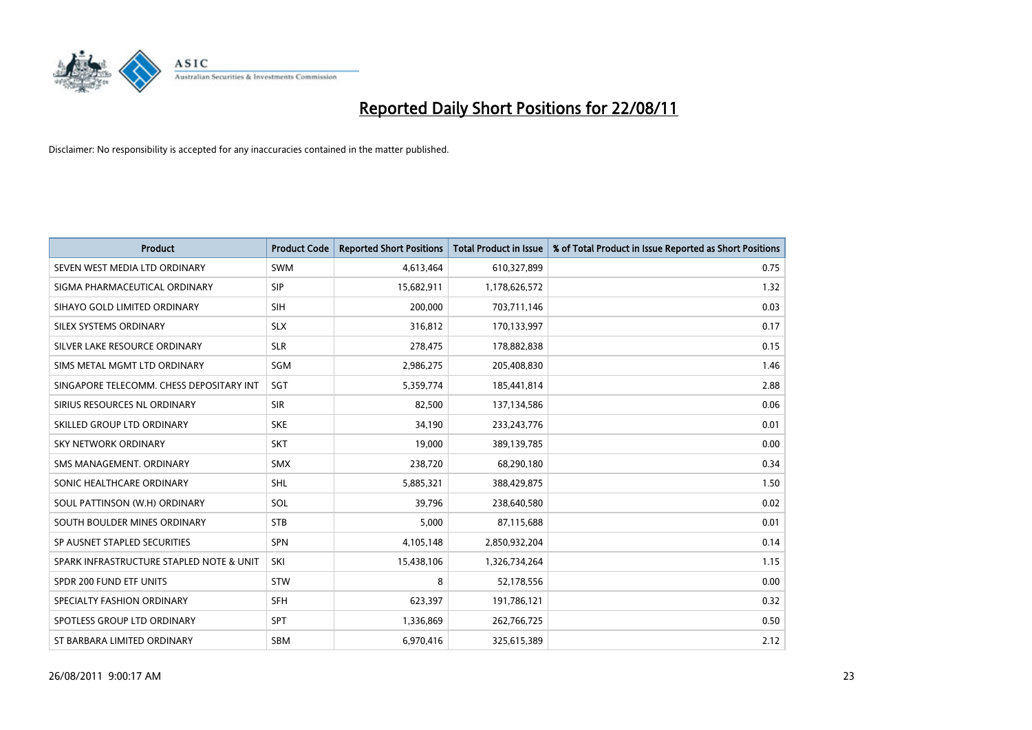# Reported Daily Short Positions for 22/08/11

Disclaimer: No responsibility is accepted for any inaccuracies contained in the matter published.

| Product | Product Code | Reported Short Positions | Total Product in Issue | % of Total Product in Issue Reported as Short Positions |
|---|---|---|---|---|
| SEVEN WEST MEDIA LTD ORDINARY | SWM | 4,613,464 | 610,327,899 | 0.75 |
| SIGMA PHARMACEUTICAL ORDINARY | SIP | 15,682,911 | 1,178,626,572 | 1.32 |
| SIHAYO GOLD LIMITED ORDINARY | SIH | 200,000 | 703,711,146 | 0.03 |
| SILEX SYSTEMS ORDINARY | SLX | 316,812 | 170,133,997 | 0.17 |
| SILVER LAKE RESOURCE ORDINARY | SLR | 278,475 | 178,882,838 | 0.15 |
| SIMS METAL MGMT LTD ORDINARY | SGM | 2,986,275 | 205,408,830 | 1.46 |
| SINGAPORE TELECOMM. CHESS DEPOSITARY INT | SGT | 5,359,774 | 185,441,814 | 2.88 |
| SIRIUS RESOURCES NL ORDINARY | SIR | 82,500 | 137,134,586 | 0.06 |
| SKILLED GROUP LTD ORDINARY | SKE | 34,190 | 233,243,776 | 0.01 |
| SKY NETWORK ORDINARY | SKT | 19,000 | 389,139,785 | 0.00 |
| SMS MANAGEMENT. ORDINARY | SMX | 238,720 | 68,290,180 | 0.34 |
| SONIC HEALTHCARE ORDINARY | SHL | 5,885,321 | 388,429,875 | 1.50 |
| SOUL PATTINSON (W.H) ORDINARY | SOL | 39,796 | 238,640,580 | 0.02 |
| SOUTH BOULDER MINES ORDINARY | STB | 5,000 | 87,115,688 | 0.01 |
| SP AUSNET STAPLED SECURITIES | SPN | 4,105,148 | 2,850,932,204 | 0.14 |
| SPARK INFRASTRUCTURE STAPLED NOTE & UNIT | SKI | 15,438,106 | 1,326,734,264 | 1.15 |
| SPDR 200 FUND ETF UNITS | STW | 8 | 52,178,556 | 0.00 |
| SPECIALTY FASHION ORDINARY | SFH | 623,397 | 191,786,121 | 0.32 |
| SPOTLESS GROUP LTD ORDINARY | SPT | 1,336,869 | 262,766,725 | 0.50 |
| ST BARBARA LIMITED ORDINARY | SBM | 6,970,416 | 325,615,389 | 2.12 |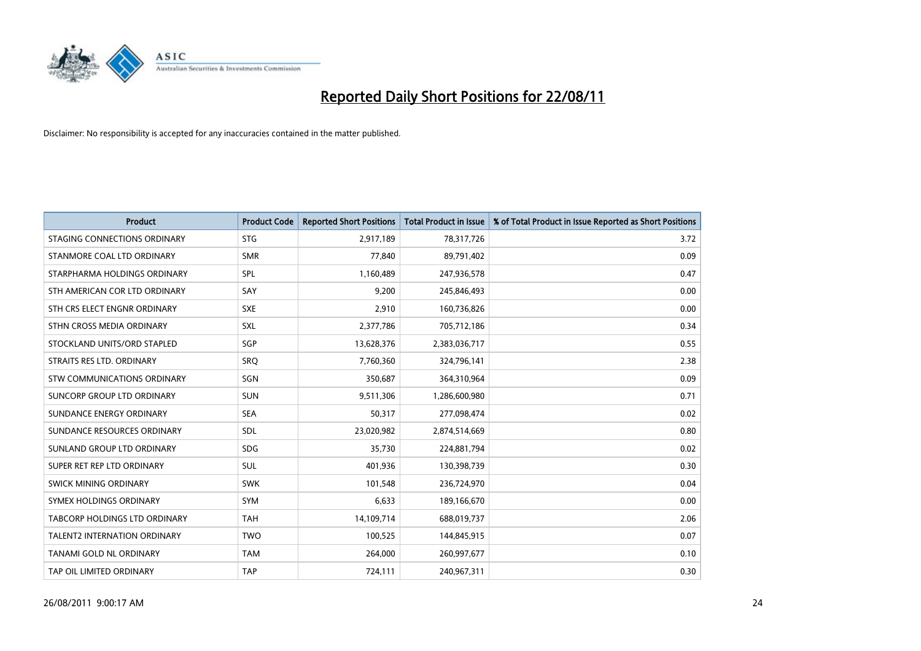# Reported Daily Short Positions for 22/08/11

Disclaimer: No responsibility is accepted for any inaccuracies contained in the matter published.

| Product | Product Code | Reported Short Positions | Total Product in Issue | % of Total Product in Issue Reported as Short Positions |
|---|---|---|---|---|
| STAGING CONNECTIONS ORDINARY | STG | 2,917,189 | 78,317,726 | 3.72 |
| STANMORE COAL LTD ORDINARY | SMR | 77,840 | 89,791,402 | 0.09 |
| STARPHARMA HOLDINGS ORDINARY | SPL | 1,160,489 | 247,936,578 | 0.47 |
| STH AMERICAN COR LTD ORDINARY | SAY | 9,200 | 245,846,493 | 0.00 |
| STH CRS ELECT ENGNR ORDINARY | SXE | 2,910 | 160,736,826 | 0.00 |
| STHN CROSS MEDIA ORDINARY | SXL | 2,377,786 | 705,712,186 | 0.34 |
| STOCKLAND UNITS/ORD STAPLED | SGP | 13,628,376 | 2,383,036,717 | 0.55 |
| STRAITS RES LTD. ORDINARY | SRQ | 7,760,360 | 324,796,141 | 2.38 |
| STW COMMUNICATIONS ORDINARY | SGN | 350,687 | 364,310,964 | 0.09 |
| SUNCORP GROUP LTD ORDINARY | SUN | 9,511,306 | 1,286,600,980 | 0.71 |
| SUNDANCE ENERGY ORDINARY | SEA | 50,317 | 277,098,474 | 0.02 |
| SUNDANCE RESOURCES ORDINARY | SDL | 23,020,982 | 2,874,514,669 | 0.80 |
| SUNLAND GROUP LTD ORDINARY | SDG | 35,730 | 224,881,794 | 0.02 |
| SUPER RET REP LTD ORDINARY | SUL | 401,936 | 130,398,739 | 0.30 |
| SWICK MINING ORDINARY | SWK | 101,548 | 236,724,970 | 0.04 |
| SYMEX HOLDINGS ORDINARY | SYM | 6,633 | 189,166,670 | 0.00 |
| TABCORP HOLDINGS LTD ORDINARY | TAH | 14,109,714 | 688,019,737 | 2.06 |
| TALENT2 INTERNATION ORDINARY | TWO | 100,525 | 144,845,915 | 0.07 |
| TANAMI GOLD NL ORDINARY | TAM | 264,000 | 260,997,677 | 0.10 |
| TAP OIL LIMITED ORDINARY | TAP | 724,111 | 240,967,311 | 0.30 |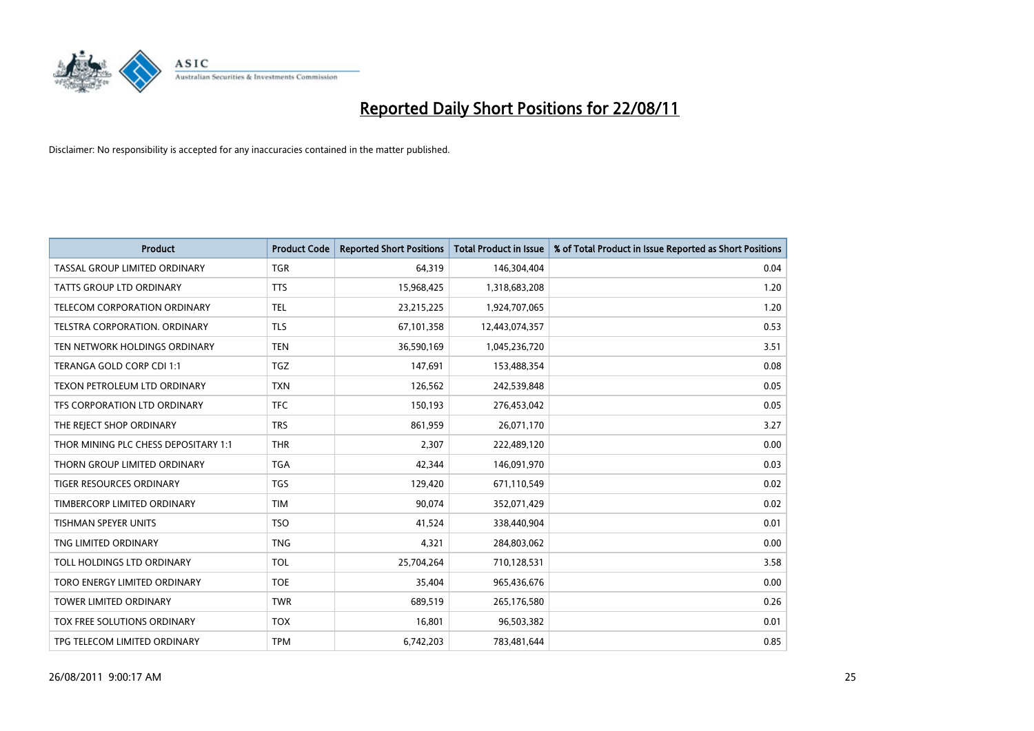# Reported Daily Short Positions for 22/08/11

Disclaimer: No responsibility is accepted for any inaccuracies contained in the matter published.

| Product | Product Code | Reported Short Positions | Total Product in Issue | % of Total Product in Issue Reported as Short Positions |
|---|---|---|---|---|
| TASSAL GROUP LIMITED ORDINARY | TGR | 64,319 | 146,304,404 | 0.04 |
| TATTS GROUP LTD ORDINARY | TTS | 15,968,425 | 1,318,683,208 | 1.20 |
| TELECOM CORPORATION ORDINARY | TEL | 23,215,225 | 1,924,707,065 | 1.20 |
| TELSTRA CORPORATION. ORDINARY | TLS | 67,101,358 | 12,443,074,357 | 0.53 |
| TEN NETWORK HOLDINGS ORDINARY | TEN | 36,590,169 | 1,045,236,720 | 3.51 |
| TERANGA GOLD CORP CDI 1:1 | TGZ | 147,691 | 153,488,354 | 0.08 |
| TEXON PETROLEUM LTD ORDINARY | TXN | 126,562 | 242,539,848 | 0.05 |
| TFS CORPORATION LTD ORDINARY | TFC | 150,193 | 276,453,042 | 0.05 |
| THE REJECT SHOP ORDINARY | TRS | 861,959 | 26,071,170 | 3.27 |
| THOR MINING PLC CHESS DEPOSITARY 1:1 | THR | 2,307 | 222,489,120 | 0.00 |
| THORN GROUP LIMITED ORDINARY | TGA | 42,344 | 146,091,970 | 0.03 |
| TIGER RESOURCES ORDINARY | TGS | 129,420 | 671,110,549 | 0.02 |
| TIMBERCORP LIMITED ORDINARY | TIM | 90,074 | 352,071,429 | 0.02 |
| TISHMAN SPEYER UNITS | TSO | 41,524 | 338,440,904 | 0.01 |
| TNG LIMITED ORDINARY | TNG | 4,321 | 284,803,062 | 0.00 |
| TOLL HOLDINGS LTD ORDINARY | TOL | 25,704,264 | 710,128,531 | 3.58 |
| TORO ENERGY LIMITED ORDINARY | TOE | 35,404 | 965,436,676 | 0.00 |
| TOWER LIMITED ORDINARY | TWR | 689,519 | 265,176,580 | 0.26 |
| TOX FREE SOLUTIONS ORDINARY | TOX | 16,801 | 96,503,382 | 0.01 |
| TPG TELECOM LIMITED ORDINARY | TPM | 6,742,203 | 783,481,644 | 0.85 |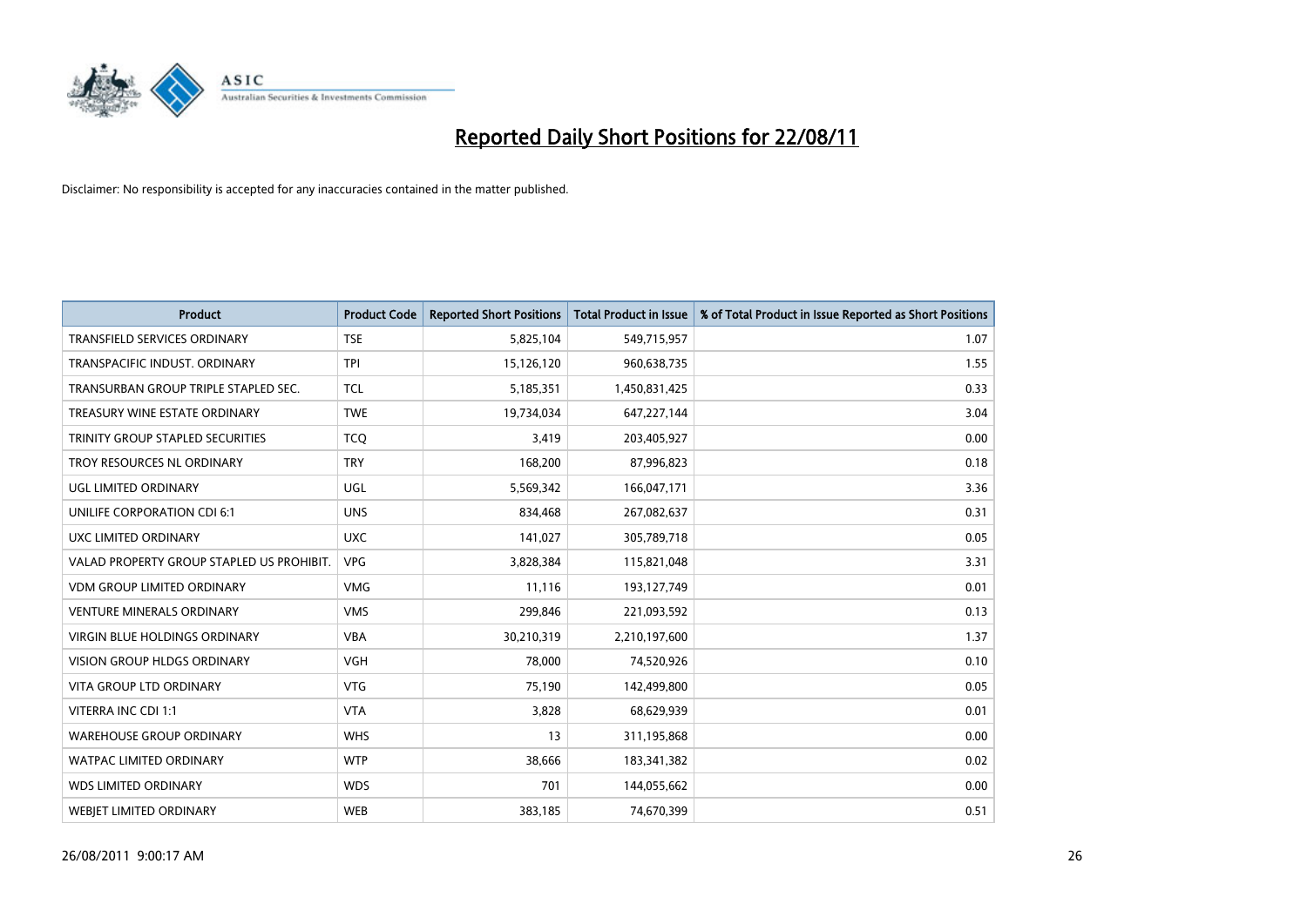# Reported Daily Short Positions for 22/08/11

Disclaimer: No responsibility is accepted for any inaccuracies contained in the matter published.

| Product | Product Code | Reported Short Positions | Total Product in Issue | % of Total Product in Issue Reported as Short Positions |
|---|---|---|---|---|
| TRANSFIELD SERVICES ORDINARY | TSE | 5,825,104 | 549,715,957 | 1.07 |
| TRANSPACIFIC INDUST. ORDINARY | TPI | 15,126,120 | 960,638,735 | 1.55 |
| TRANSURBAN GROUP TRIPLE STAPLED SEC. | TCL | 5,185,351 | 1,450,831,425 | 0.33 |
| TREASURY WINE ESTATE ORDINARY | TWE | 19,734,034 | 647,227,144 | 3.04 |
| TRINITY GROUP STAPLED SECURITIES | TCQ | 3,419 | 203,405,927 | 0.00 |
| TROY RESOURCES NL ORDINARY | TRY | 168,200 | 87,996,823 | 0.18 |
| UGL LIMITED ORDINARY | UGL | 5,569,342 | 166,047,171 | 3.36 |
| UNILIFE CORPORATION CDI 6:1 | UNS | 834,468 | 267,082,637 | 0.31 |
| UXC LIMITED ORDINARY | UXC | 141,027 | 305,789,718 | 0.05 |
| VALAD PROPERTY GROUP STAPLED US PROHIBIT. | VPG | 3,828,384 | 115,821,048 | 3.31 |
| VDM GROUP LIMITED ORDINARY | VMG | 11,116 | 193,127,749 | 0.01 |
| VENTURE MINERALS ORDINARY | VMS | 299,846 | 221,093,592 | 0.13 |
| VIRGIN BLUE HOLDINGS ORDINARY | VBA | 30,210,319 | 2,210,197,600 | 1.37 |
| VISION GROUP HLDGS ORDINARY | VGH | 78,000 | 74,520,926 | 0.10 |
| VITA GROUP LTD ORDINARY | VTG | 75,190 | 142,499,800 | 0.05 |
| VITERRA INC CDI 1:1 | VTA | 3,828 | 68,629,939 | 0.01 |
| WAREHOUSE GROUP ORDINARY | WHS | 13 | 311,195,868 | 0.00 |
| WATPAC LIMITED ORDINARY | WTP | 38,666 | 183,341,382 | 0.02 |
| WDS LIMITED ORDINARY | WDS | 701 | 144,055,662 | 0.00 |
| WEBJET LIMITED ORDINARY | WEB | 383,185 | 74,670,399 | 0.51 |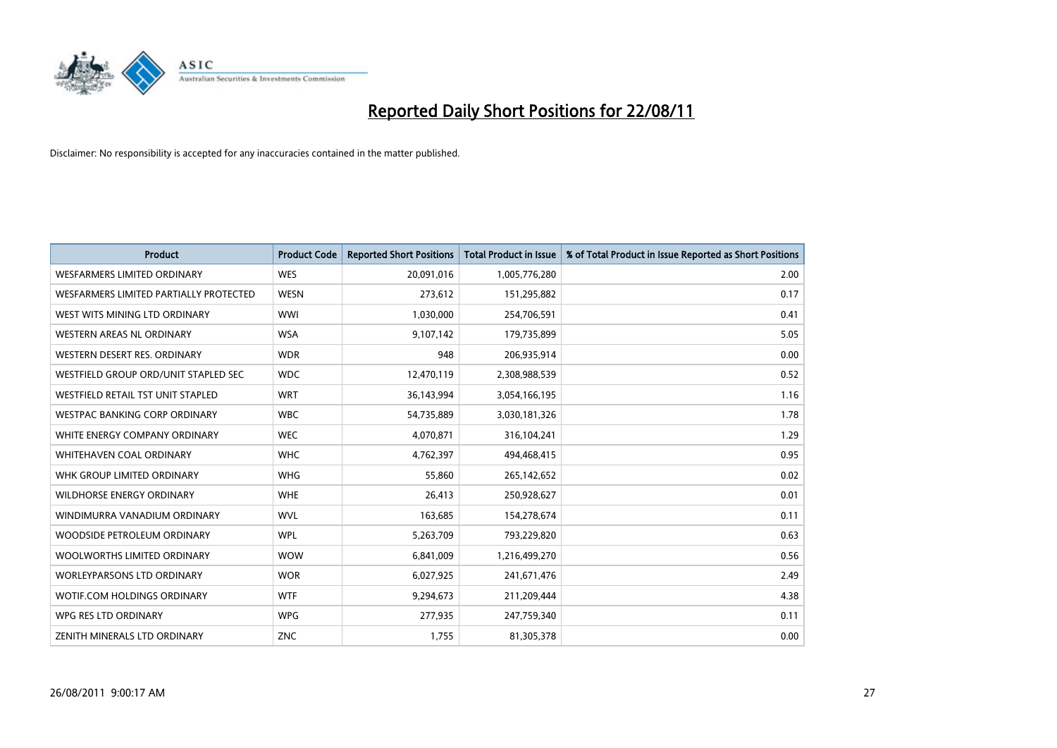# Reported Daily Short Positions for 22/08/11

Disclaimer: No responsibility is accepted for any inaccuracies contained in the matter published.

| Product | Product Code | Reported Short Positions | Total Product in Issue | % of Total Product in Issue Reported as Short Positions |
|---|---|---|---|---|
| WESFARMERS LIMITED ORDINARY | WES | 20,091,016 | 1,005,776,280 | 2.00 |
| WESFARMERS LIMITED PARTIALLY PROTECTED | WESN | 273,612 | 151,295,882 | 0.17 |
| WEST WITS MINING LTD ORDINARY | WWI | 1,030,000 | 254,706,591 | 0.41 |
| WESTERN AREAS NL ORDINARY | WSA | 9,107,142 | 179,735,899 | 5.05 |
| WESTERN DESERT RES. ORDINARY | WDR | 948 | 206,935,914 | 0.00 |
| WESTFIELD GROUP ORD/UNIT STAPLED SEC | WDC | 12,470,119 | 2,308,988,539 | 0.52 |
| WESTFIELD RETAIL TST UNIT STAPLED | WRT | 36,143,994 | 3,054,166,195 | 1.16 |
| WESTPAC BANKING CORP ORDINARY | WBC | 54,735,889 | 3,030,181,326 | 1.78 |
| WHITE ENERGY COMPANY ORDINARY | WEC | 4,070,871 | 316,104,241 | 1.29 |
| WHITEHAVEN COAL ORDINARY | WHC | 4,762,397 | 494,468,415 | 0.95 |
| WHK GROUP LIMITED ORDINARY | WHG | 55,860 | 265,142,652 | 0.02 |
| WILDHORSE ENERGY ORDINARY | WHE | 26,413 | 250,928,627 | 0.01 |
| WINDIMURRA VANADIUM ORDINARY | WVL | 163,685 | 154,278,674 | 0.11 |
| WOODSIDE PETROLEUM ORDINARY | WPL | 5,263,709 | 793,229,820 | 0.63 |
| WOOLWORTHS LIMITED ORDINARY | WOW | 6,841,009 | 1,216,499,270 | 0.56 |
| WORLEYPARSONS LTD ORDINARY | WOR | 6,027,925 | 241,671,476 | 2.49 |
| WOTIF.COM HOLDINGS ORDINARY | WTF | 9,294,673 | 211,209,444 | 4.38 |
| WPG RES LTD ORDINARY | WPG | 277,935 | 247,759,340 | 0.11 |
| ZENITH MINERALS LTD ORDINARY | ZNC | 1,755 | 81,305,378 | 0.00 |